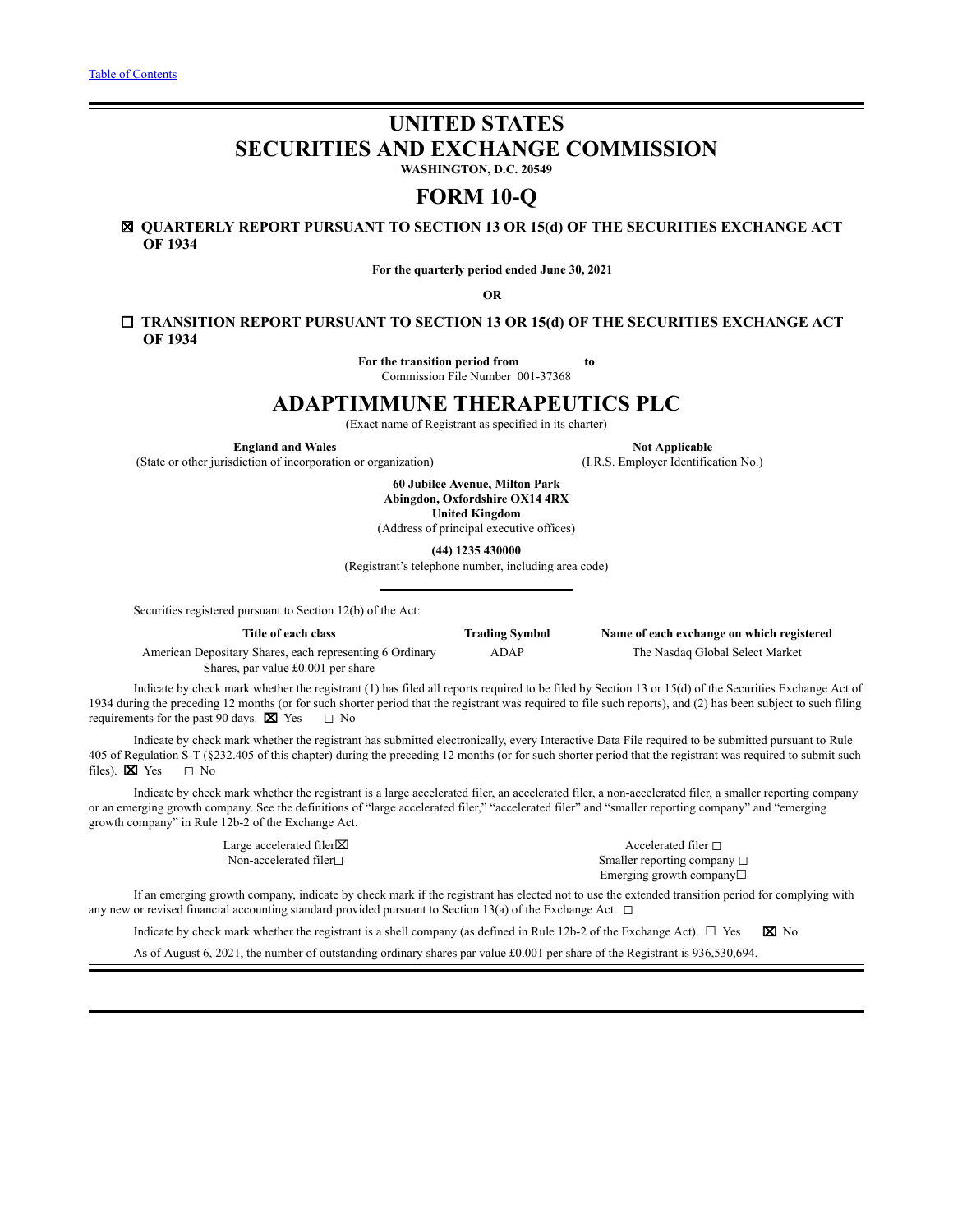Table of Contents

# UNITED STATES
# SECURITIES AND EXCHANGE COMMISSION

**WASHINGTON, D.C. 20549**

# FORM 10-Q

☒ **QUARTERLY REPORT PURSUANT TO SECTION 13 OR 15(d) OF THE SECURITIES EXCHANGE ACT OF 1934**

**For the quarterly period ended June 30, 2021**

**OR**

☐ **TRANSITION REPORT PURSUANT TO SECTION 13 OR 15(d) OF THE SECURITIES EXCHANGE ACT OF 1934**

**For the transition period from to**

Commission File Number 001-37368

# ADAPTIMMUNE THERAPEUTICS PLC

(Exact name of Registrant as specified in its charter)

| **England and Wales** | **Not Applicable** |
|---|---|
| (State or other jurisdiction of incorporation or organization) | (I.R.S. Employer Identification No.) |

**60 Jubilee Avenue, Milton Park**
**Abingdon, Oxfordshire OX14 4RX**
**United Kingdom**
(Address of principal executive offices)

**(44) 1235 430000**
(Registrant's telephone number, including area code)

Securities registered pursuant to Section 12(b) of the Act:

| Title of each class | Trading Symbol | Name of each exchange on which registered |
|---|---|---|
| American Depositary Shares, each representing 6 Ordinary Shares, par value £0.001 per share | ADAP | The Nasdaq Global Select Market |

Indicate by check mark whether the registrant (1) has filed all reports required to be filed by Section 13 or 15(d) of the Securities Exchange Act of 1934 during the preceding 12 months (or for such shorter period that the registrant was required to file such reports), and (2) has been subject to such filing requirements for the past 90 days. ☒ Yes ☐ No

Indicate by check mark whether the registrant has submitted electronically, every Interactive Data File required to be submitted pursuant to Rule 405 of Regulation S-T (§232.405 of this chapter) during the preceding 12 months (or for such shorter period that the registrant was required to submit such files). ☒ Yes ☐ No

Indicate by check mark whether the registrant is a large accelerated filer, an accelerated filer, a non-accelerated filer, a smaller reporting company or an emerging growth company. See the definitions of "large accelerated filer," "accelerated filer" and "smaller reporting company" and "emerging growth company" in Rule 12b-2 of the Exchange Act.

| | |
|---|---|
| Large accelerated filer ☒ | Accelerated filer ☐ |
| Non-accelerated filer ☐ | Smaller reporting company ☐ |
| | Emerging growth company ☐ |

If an emerging growth company, indicate by check mark if the registrant has elected not to use the extended transition period for complying with any new or revised financial accounting standard provided pursuant to Section 13(a) of the Exchange Act. ☐

Indicate by check mark whether the registrant is a shell company (as defined in Rule 12b-2 of the Exchange Act). ☐ Yes ☒ No

As of August 6, 2021, the number of outstanding ordinary shares par value £0.001 per share of the Registrant is 936,530,694.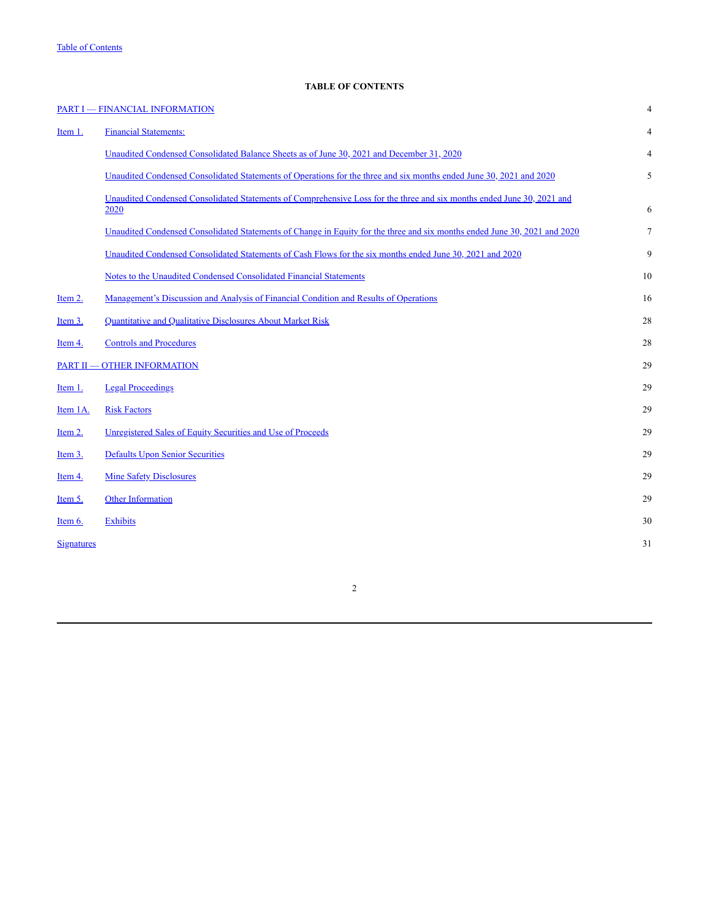# TABLE OF CONTENTS

| | | |
|---|---|---|
| PART I — FINANCIAL INFORMATION | | 4 |
| Item 1. | Financial Statements: | 4 |
| | Unaudited Condensed Consolidated Balance Sheets as of June 30, 2021 and December 31, 2020 | 4 |
| | Unaudited Condensed Consolidated Statements of Operations for the three and six months ended June 30, 2021 and 2020 | 5 |
| | Unaudited Condensed Consolidated Statements of Comprehensive Loss for the three and six months ended June 30, 2021 and 2020 | 6 |
| | Unaudited Condensed Consolidated Statements of Change in Equity for the three and six months ended June 30, 2021 and 2020 | 7 |
| | Unaudited Condensed Consolidated Statements of Cash Flows for the six months ended June 30, 2021 and 2020 | 9 |
| | Notes to the Unaudited Condensed Consolidated Financial Statements | 10 |
| Item 2. | Management's Discussion and Analysis of Financial Condition and Results of Operations | 16 |
| Item 3. | Quantitative and Qualitative Disclosures About Market Risk | 28 |
| Item 4. | Controls and Procedures | 28 |
| PART II — OTHER INFORMATION | | 29 |
| Item 1. | Legal Proceedings | 29 |
| Item 1A. | Risk Factors | 29 |
| Item 2. | Unregistered Sales of Equity Securities and Use of Proceeds | 29 |
| Item 3. | Defaults Upon Senior Securities | 29 |
| Item 4. | Mine Safety Disclosures | 29 |
| Item 5. | Other Information | 29 |
| Item 6. | Exhibits | 30 |
| Signatures | | 31 |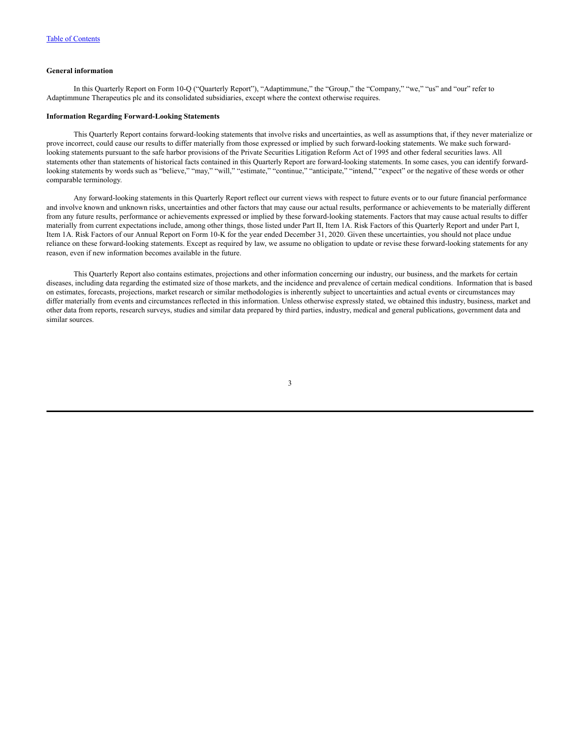**General information**

In this Quarterly Report on Form 10-Q ("Quarterly Report"), "Adaptimmune," the "Group," the "Company," "we," "us" and "our" refer to Adaptimmune Therapeutics plc and its consolidated subsidiaries, except where the context otherwise requires.

**Information Regarding Forward-Looking Statements**

This Quarterly Report contains forward-looking statements that involve risks and uncertainties, as well as assumptions that, if they never materialize or prove incorrect, could cause our results to differ materially from those expressed or implied by such forward-looking statements. We make such forward-looking statements pursuant to the safe harbor provisions of the Private Securities Litigation Reform Act of 1995 and other federal securities laws. All statements other than statements of historical facts contained in this Quarterly Report are forward-looking statements. In some cases, you can identify forward-looking statements by words such as "believe," "may," "will," "estimate," "continue," "anticipate," "intend," "expect" or the negative of these words or other comparable terminology.

Any forward-looking statements in this Quarterly Report reflect our current views with respect to future events or to our future financial performance and involve known and unknown risks, uncertainties and other factors that may cause our actual results, performance or achievements to be materially different from any future results, performance or achievements expressed or implied by these forward-looking statements. Factors that may cause actual results to differ materially from current expectations include, among other things, those listed under Part II, Item 1A. Risk Factors of this Quarterly Report and under Part I, Item 1A. Risk Factors of our Annual Report on Form 10-K for the year ended December 31, 2020. Given these uncertainties, you should not place undue reliance on these forward-looking statements. Except as required by law, we assume no obligation to update or revise these forward-looking statements for any reason, even if new information becomes available in the future.

This Quarterly Report also contains estimates, projections and other information concerning our industry, our business, and the markets for certain diseases, including data regarding the estimated size of those markets, and the incidence and prevalence of certain medical conditions. Information that is based on estimates, forecasts, projections, market research or similar methodologies is inherently subject to uncertainties and actual events or circumstances may differ materially from events and circumstances reflected in this information. Unless otherwise expressly stated, we obtained this industry, business, market and other data from reports, research surveys, studies and similar data prepared by third parties, industry, medical and general publications, government data and similar sources.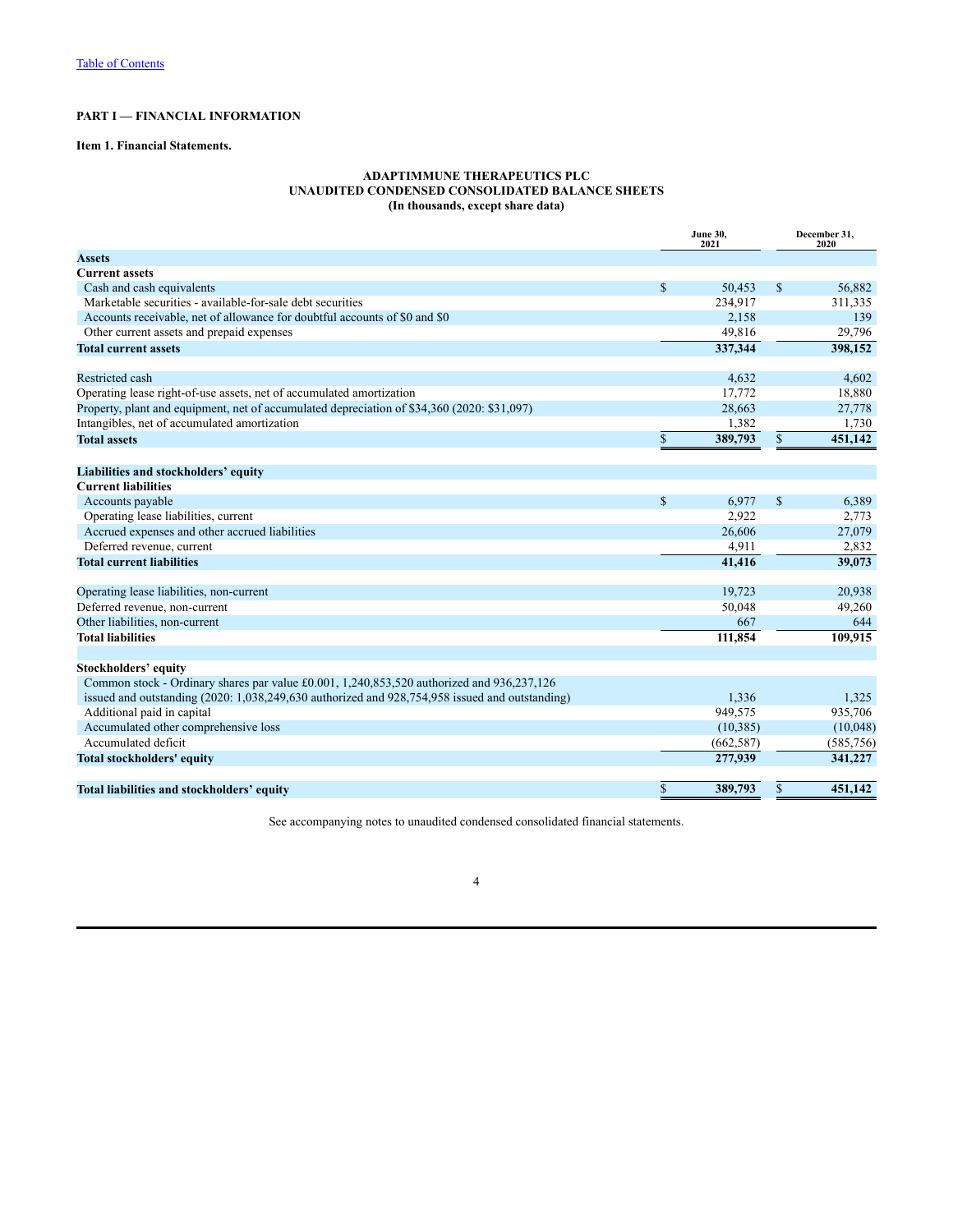[Table of Contents]

**PART I — FINANCIAL INFORMATION**

**Item 1. Financial Statements.**

**ADAPTIMMUNE THERAPEUTICS PLC**
**UNAUDITED CONDENSED CONSOLIDATED BALANCE SHEETS**
**(In thousands, except share data)**

| | June 30, 2021 | December 31, 2020 |
|---|---|---|
| **Assets** | | |
| **Current assets** | | |
| Cash and cash equivalents | $ 50,453 | $ 56,882 |
| Marketable securities - available-for-sale debt securities | 234,917 | 311,335 |
| Accounts receivable, net of allowance for doubtful accounts of $0 and $0 | 2,158 | 139 |
| Other current assets and prepaid expenses | 49,816 | 29,796 |
| **Total current assets** | **337,344** | **398,152** |
| Restricted cash | 4,632 | 4,602 |
| Operating lease right-of-use assets, net of accumulated amortization | 17,772 | 18,880 |
| Property, plant and equipment, net of accumulated depreciation of $34,360 (2020: $31,097) | 28,663 | 27,778 |
| Intangibles, net of accumulated amortization | 1,382 | 1,730 |
| **Total assets** | **$ 389,793** | **$ 451,142** |
| **Liabilities and stockholders' equity** | | |
| **Current liabilities** | | |
| Accounts payable | $ 6,977 | $ 6,389 |
| Operating lease liabilities, current | 2,922 | 2,773 |
| Accrued expenses and other accrued liabilities | 26,606 | 27,079 |
| Deferred revenue, current | 4,911 | 2,832 |
| **Total current liabilities** | **41,416** | **39,073** |
| Operating lease liabilities, non-current | 19,723 | 20,938 |
| Deferred revenue, non-current | 50,048 | 49,260 |
| Other liabilities, non-current | 667 | 644 |
| **Total liabilities** | **111,854** | **109,915** |
| **Stockholders' equity** | | |
| Common stock - Ordinary shares par value £0.001, 1,240,853,520 authorized and 936,237,126 issued and outstanding (2020: 1,038,249,630 authorized and 928,754,958 issued and outstanding) | 1,336 | 1,325 |
| Additional paid in capital | 949,575 | 935,706 |
| Accumulated other comprehensive loss | (10,385) | (10,048) |
| Accumulated deficit | (662,587) | (585,756) |
| **Total stockholders' equity** | **277,939** | **341,227** |
| **Total liabilities and stockholders' equity** | **$ 389,793** | **$ 451,142** |

See accompanying notes to unaudited condensed consolidated financial statements.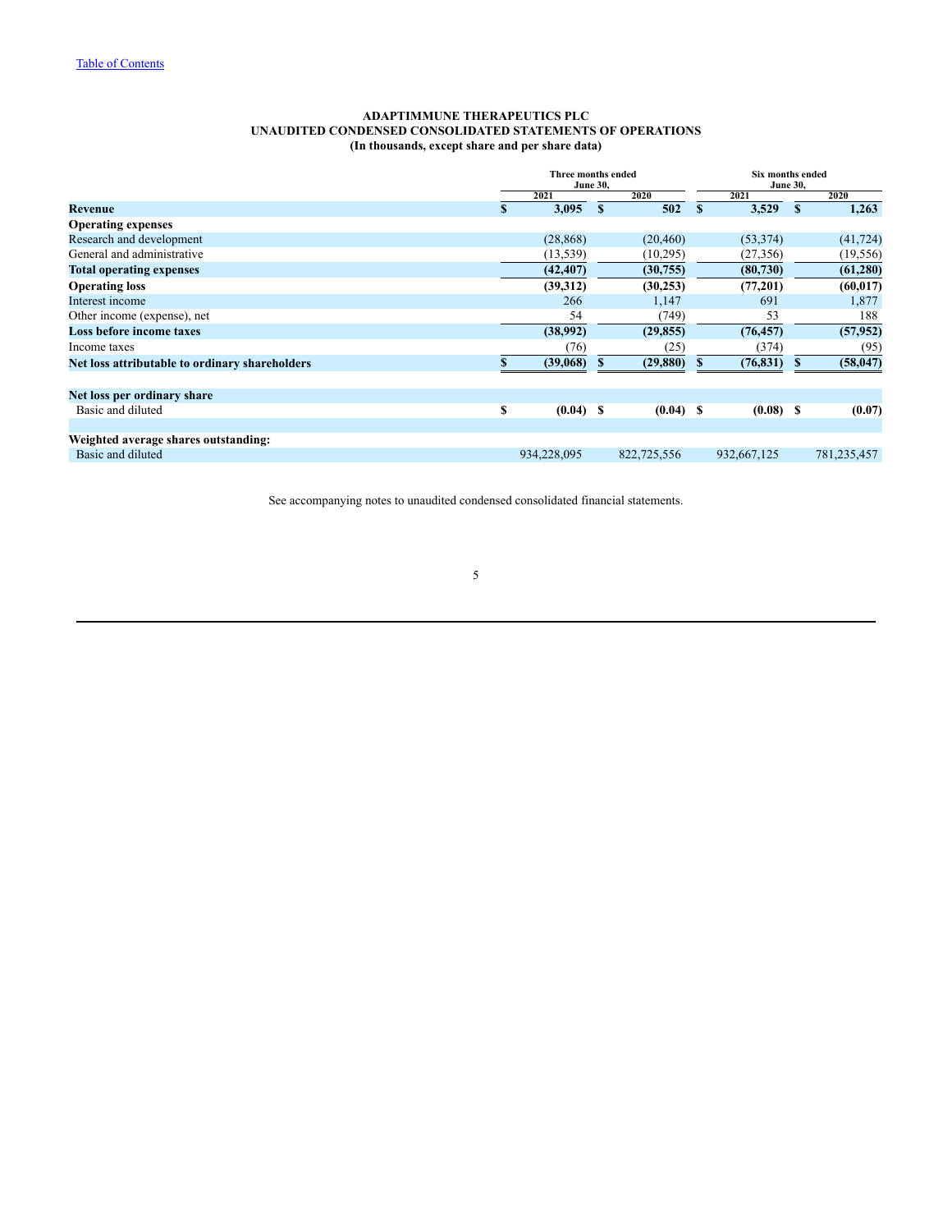**ADAPTIMMUNE THERAPEUTICS PLC**
**UNAUDITED CONDENSED CONSOLIDATED STATEMENTS OF OPERATIONS**
**(In thousands, except share and per share data)**

| | Three months ended June 30, | | Six months ended June 30, | |
|---|---|---|---|---|
| | 2021 | 2020 | 2021 | 2020 |
| **Revenue** | $ 3,095 | $ 502 | $ 3,529 | $ 1,263 |
| **Operating expenses** | | | | |
| Research and development | (28,868) | (20,460) | (53,374) | (41,724) |
| General and administrative | (13,539) | (10,295) | (27,356) | (19,556) |
| **Total operating expenses** | **(42,407)** | **(30,755)** | **(80,730)** | **(61,280)** |
| **Operating loss** | **(39,312)** | **(30,253)** | **(77,201)** | **(60,017)** |
| Interest income | 266 | 1,147 | 691 | 1,877 |
| Other income (expense), net | 54 | (749) | 53 | 188 |
| **Loss before income taxes** | **(38,992)** | **(29,855)** | **(76,457)** | **(57,952)** |
| Income taxes | (76) | (25) | (374) | (95) |
| **Net loss attributable to ordinary shareholders** | **$ (39,068)** | **$ (29,880)** | **$ (76,831)** | **$ (58,047)** |
| | | | | |
| **Net loss per ordinary share** | | | | |
| Basic and diluted | $ (0.04) | $ (0.04) | $ (0.08) | $ (0.07) |
| | | | | |
| **Weighted average shares outstanding:** | | | | |
| Basic and diluted | 934,228,095 | 822,725,556 | 932,667,125 | 781,235,457 |

See accompanying notes to unaudited condensed consolidated financial statements.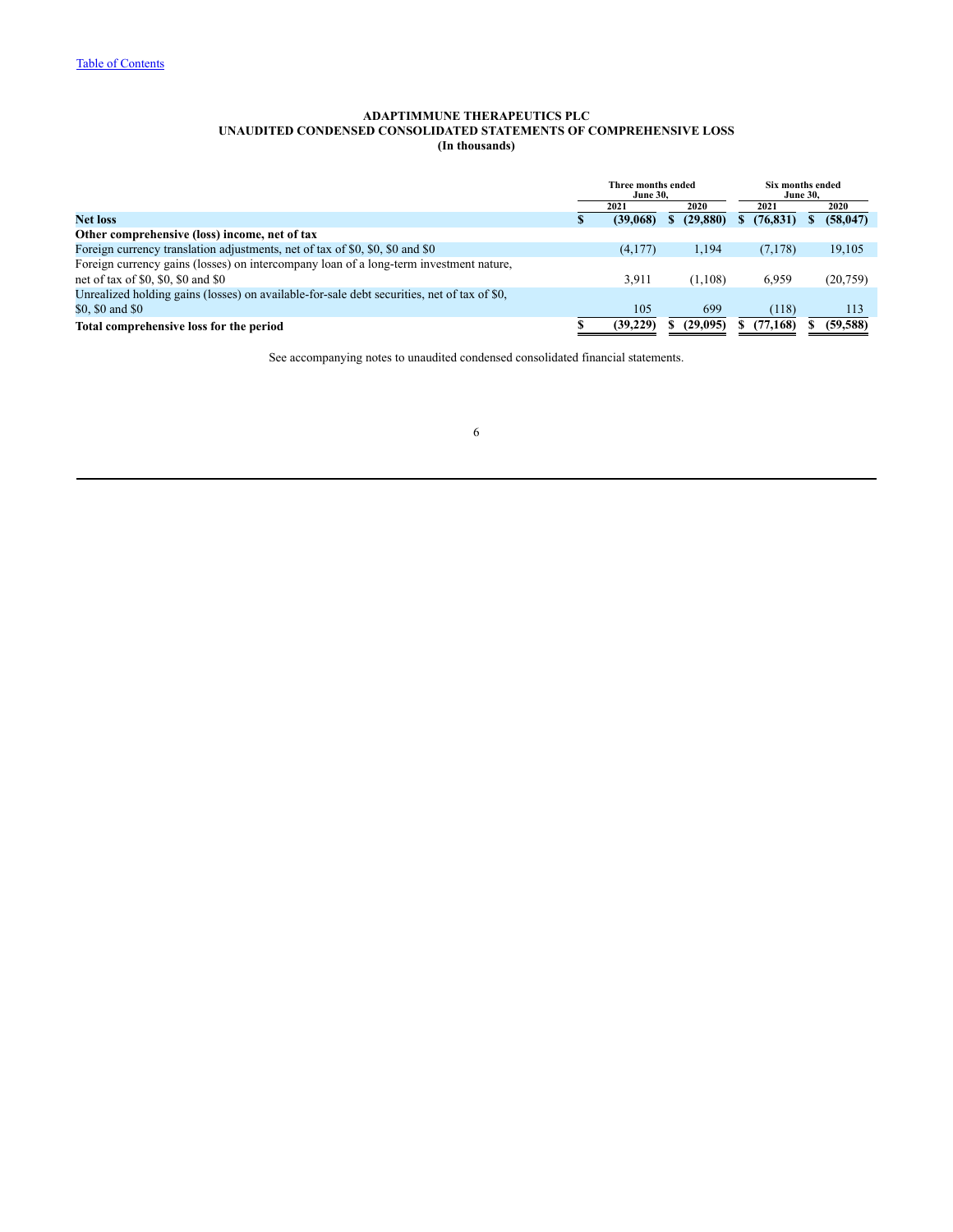# ADAPTIMMUNE THERAPEUTICS PLC
## UNAUDITED CONDENSED CONSOLIDATED STATEMENTS OF COMPREHENSIVE LOSS
### (In thousands)

| | Three months ended June 30, | | Six months ended June 30, | |
|---|---|---|---|---|
| | 2021 | 2020 | 2021 | 2020 |
| **Net loss** | **$ (39,068)** | **$ (29,880)** | **$ (76,831)** | **$ (58,047)** |
| **Other comprehensive (loss) income, net of tax** | | | | |
| Foreign currency translation adjustments, net of tax of $0, $0, $0 and $0 | (4,177) | 1,194 | (7,178) | 19,105 |
| Foreign currency gains (losses) on intercompany loan of a long-term investment nature, net of tax of $0, $0, $0 and $0 | 3,911 | (1,108) | 6,959 | (20,759) |
| Unrealized holding gains (losses) on available-for-sale debt securities, net of tax of $0, $0, $0 and $0 | 105 | 699 | (118) | 113 |
| **Total comprehensive loss for the period** | **$ (39,229)** | **$ (29,095)** | **$ (77,168)** | **$ (59,588)** |

See accompanying notes to unaudited condensed consolidated financial statements.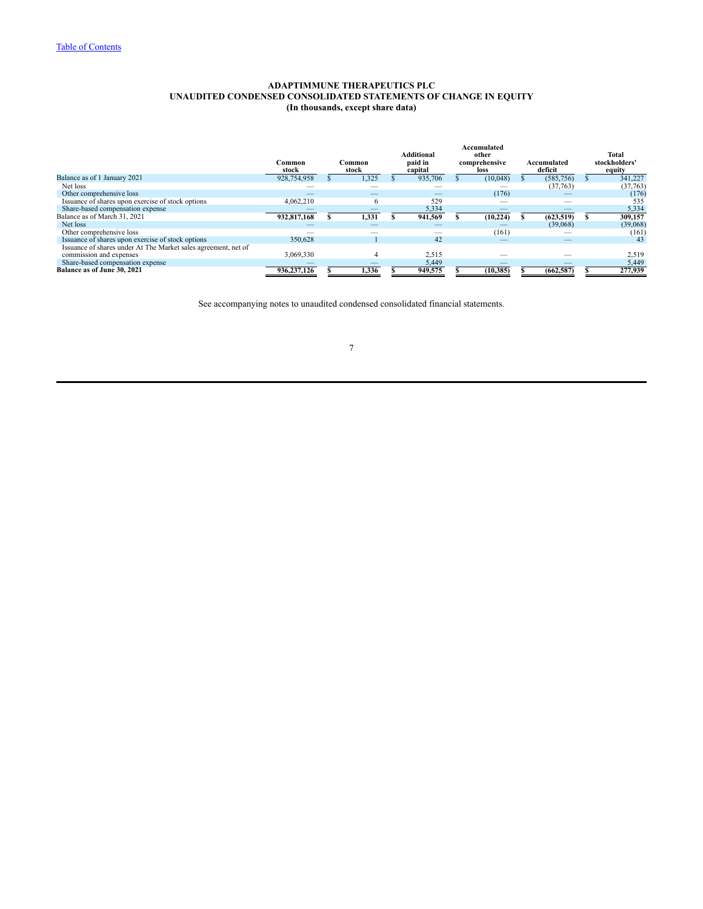[Table of Contents](#)

**ADAPTIMMUNE THERAPEUTICS PLC**
**UNAUDITED CONDENSED CONSOLIDATED STATEMENTS OF CHANGE IN EQUITY**
**(In thousands, except share data)**

| | Common stock | Common stock | Additional paid in capital | Accumulated other comprehensive loss | Accumulated deficit | Total stockholders' equity |
|---|---|---|---|---|---|---|
| Balance as of 1 January 2021 | 928,754,958 | $ 1,325 | $ 935,706 | $ (10,048) | $ (585,756) | $ 341,227 |
| Net loss | — | — | — | — | (37,763) | (37,763) |
| Other comprehensive loss | — | — | — | (176) | — | (176) |
| Issuance of shares upon exercise of stock options | 4,062,210 | 6 | 529 | — | — | 535 |
| Share-based compensation expense | — | — | 5,334 | — | — | 5,334 |
| **Balance as of March 31, 2021** | **932,817,168** | **$ 1,331** | **$ 941,569** | **$ (10,224)** | **$ (623,519)** | **$ 309,157** |
| Net loss | — | — | — | — | (39,068) | (39,068) |
| Other comprehensive loss | — | — | — | (161) | — | (161) |
| Issuance of shares upon exercise of stock options | 350,628 | 1 | 42 | — | — | 43 |
| Issuance of shares under At The Market sales agreement, net of commission and expenses | 3,069,330 | 4 | 2,515 | — | — | 2,519 |
| Share-based compensation expense | — | — | 5,449 | — | — | 5,449 |
| **Balance as of June 30, 2021** | **936,237,126** | **$ 1,336** | **$ 949,575** | **$ (10,385)** | **$ (662,587)** | **$ 277,939** |

See accompanying notes to unaudited condensed consolidated financial statements.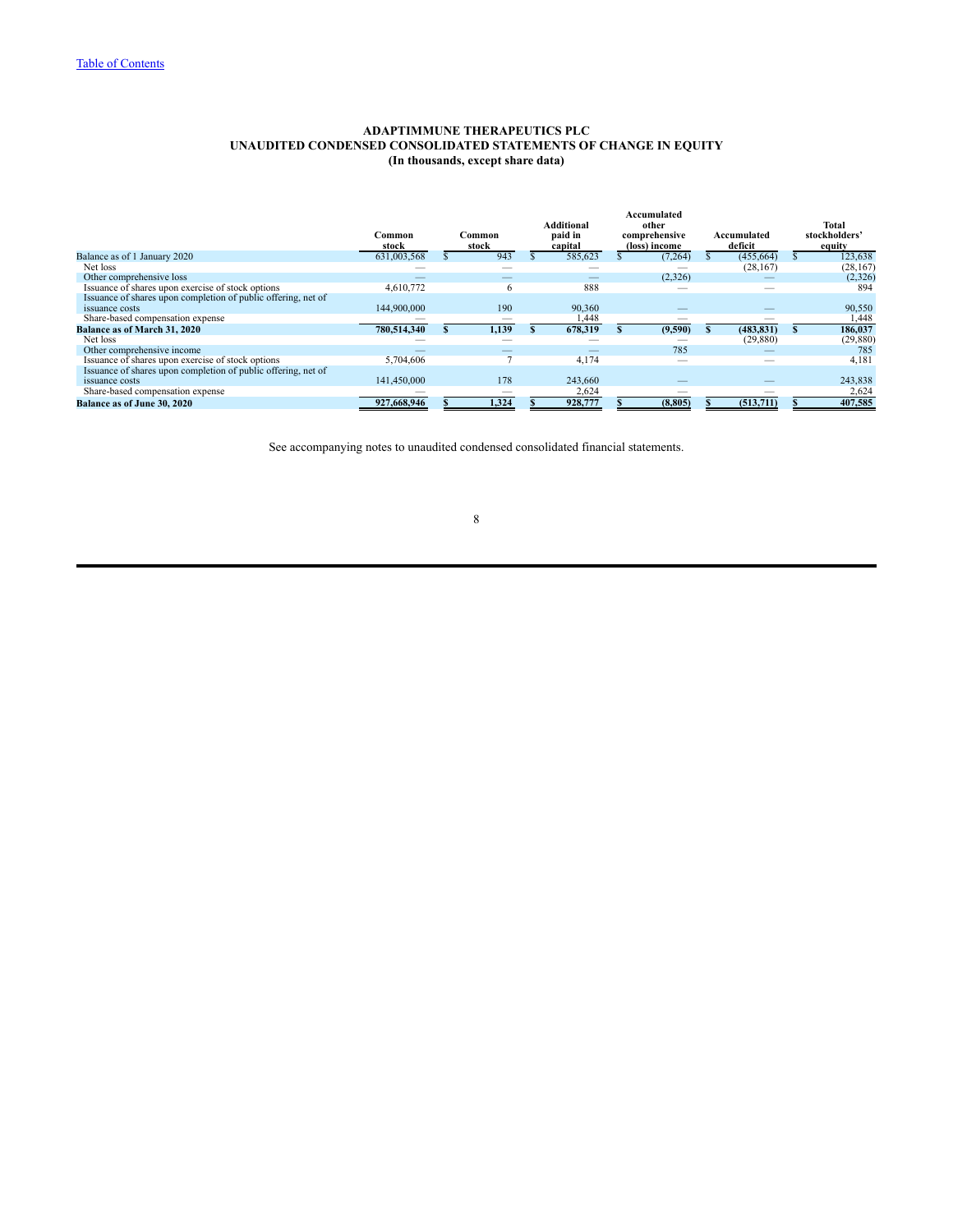Table of Contents

**ADAPTIMMUNE THERAPEUTICS PLC**
**UNAUDITED CONDENSED CONSOLIDATED STATEMENTS OF CHANGE IN EQUITY**
**(In thousands, except share data)**

| | Common stock | Common stock | Additional paid in capital | Accumulated other comprehensive (loss) income | Accumulated deficit | Total stockholders' equity |
|---|---|---|---|---|---|---|
| Balance as of 1 January 2020 | 631,003,568 | $ 943 | $ 585,623 | $ (7,264) | $ (455,664) | $ 123,638 |
| Net loss | — | — | — | — | (28,167) | (28,167) |
| Other comprehensive loss | — | — | — | (2,326) | — | (2,326) |
| Issuance of shares upon exercise of stock options | 4,610,772 | 6 | 888 | — | — | 894 |
| Issuance of shares upon completion of public offering, net of issuance costs | 144,900,000 | 190 | 90,360 | — | — | 90,550 |
| Share-based compensation expense | — | — | 1,448 | — | — | 1,448 |
| **Balance as of March 31, 2020** | **780,514,340** | **$ 1,139** | **$ 678,319** | **$ (9,590)** | **$ (483,831)** | **$ 186,037** |
| Net loss | — | — | — | — | (29,880) | (29,880) |
| Other comprehensive income | — | — | — | 785 | — | 785 |
| Issuance of shares upon exercise of stock options | 5,704,606 | 7 | 4,174 | — | — | 4,181 |
| Issuance of shares upon completion of public offering, net of issuance costs | 141,450,000 | 178 | 243,660 | — | — | 243,838 |
| Share-based compensation expense | — | — | 2,624 | — | — | 2,624 |
| **Balance as of June 30, 2020** | **927,668,946** | **$ 1,324** | **$ 928,777** | **$ (8,805)** | **$ (513,711)** | **$ 407,585** |

See accompanying notes to unaudited condensed consolidated financial statements.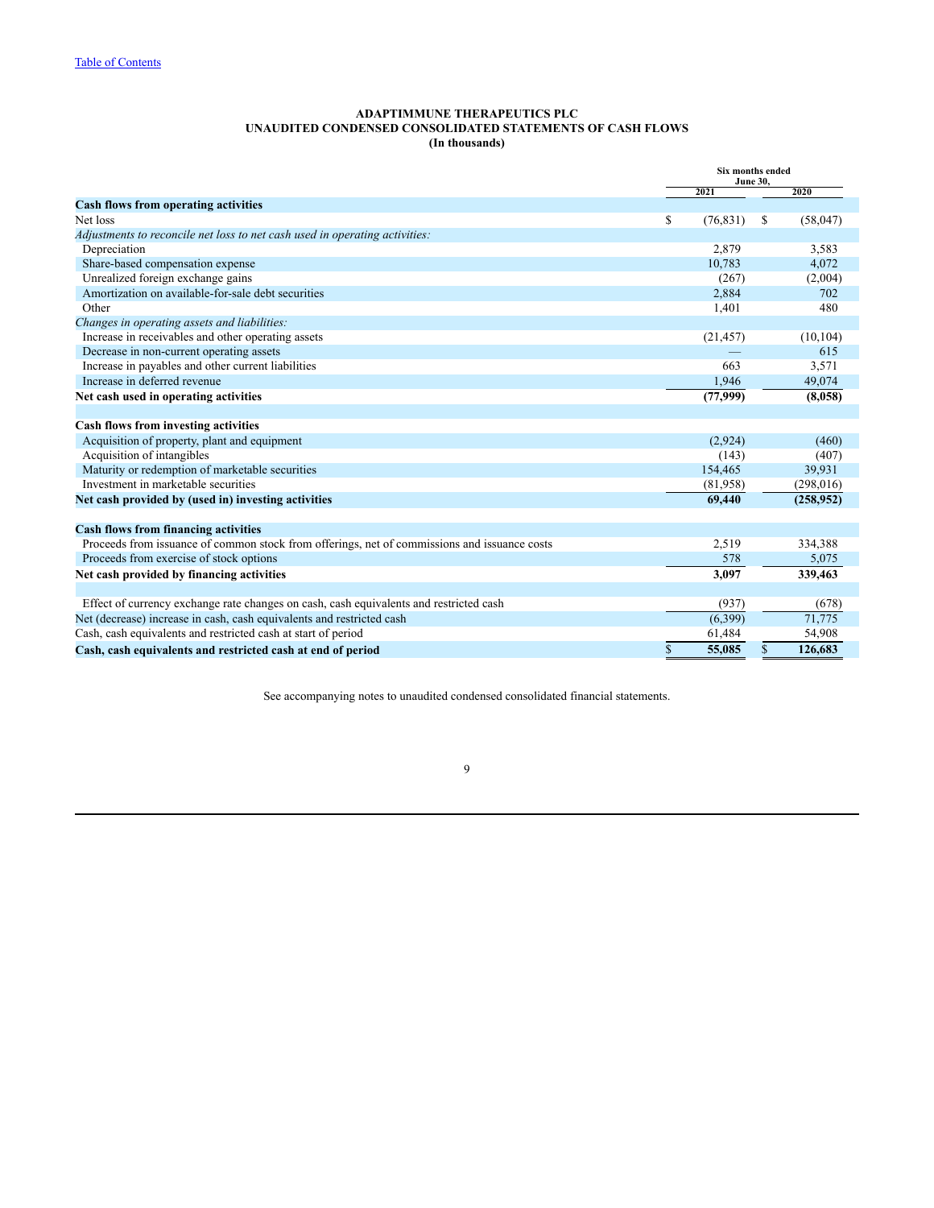[Table of Contents](#)

**ADAPTIMMUNE THERAPEUTICS PLC**
**UNAUDITED CONDENSED CONSOLIDATED STATEMENTS OF CASH FLOWS**
**(In thousands)**

| | Six months ended June 30, | |
|---|---|---|
| | 2021 | 2020 |
| **Cash flows from operating activities** | | |
| Net loss | $ (76,831) | $ (58,047) |
| *Adjustments to reconcile net loss to net cash used in operating activities:* | | |
| Depreciation | 2,879 | 3,583 |
| Share-based compensation expense | 10,783 | 4,072 |
| Unrealized foreign exchange gains | (267) | (2,004) |
| Amortization on available-for-sale debt securities | 2,884 | 702 |
| Other | 1,401 | 480 |
| *Changes in operating assets and liabilities:* | | |
| Increase in receivables and other operating assets | (21,457) | (10,104) |
| Decrease in non-current operating assets | — | 615 |
| Increase in payables and other current liabilities | 663 | 3,571 |
| Increase in deferred revenue | 1,946 | 49,074 |
| **Net cash used in operating activities** | **(77,999)** | **(8,058)** |
| | | |
| **Cash flows from investing activities** | | |
| Acquisition of property, plant and equipment | (2,924) | (460) |
| Acquisition of intangibles | (143) | (407) |
| Maturity or redemption of marketable securities | 154,465 | 39,931 |
| Investment in marketable securities | (81,958) | (298,016) |
| **Net cash provided by (used in) investing activities** | **69,440** | **(258,952)** |
| | | |
| **Cash flows from financing activities** | | |
| Proceeds from issuance of common stock from offerings, net of commissions and issuance costs | 2,519 | 334,388 |
| Proceeds from exercise of stock options | 578 | 5,075 |
| **Net cash provided by financing activities** | **3,097** | **339,463** |
| | | |
| Effect of currency exchange rate changes on cash, cash equivalents and restricted cash | (937) | (678) |
| Net (decrease) increase in cash, cash equivalents and restricted cash | (6,399) | 71,775 |
| Cash, cash equivalents and restricted cash at start of period | 61,484 | 54,908 |
| **Cash, cash equivalents and restricted cash at end of period** | **$ 55,085** | **$ 126,683** |

See accompanying notes to unaudited condensed consolidated financial statements.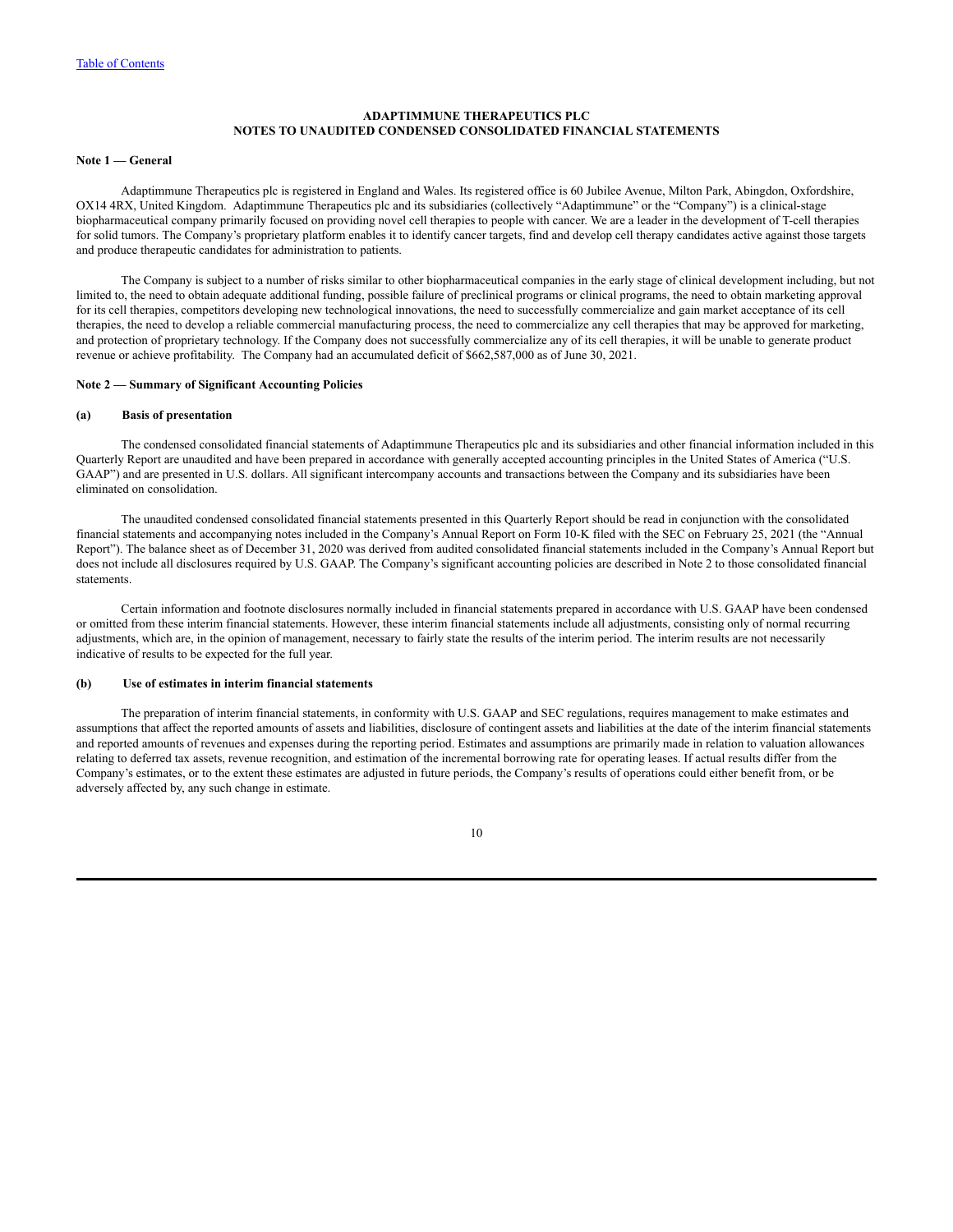**ADAPTIMMUNE THERAPEUTICS PLC**
**NOTES TO UNAUDITED CONDENSED CONSOLIDATED FINANCIAL STATEMENTS**

**Note 1 — General**

Adaptimmune Therapeutics plc is registered in England and Wales. Its registered office is 60 Jubilee Avenue, Milton Park, Abingdon, Oxfordshire, OX14 4RX, United Kingdom. Adaptimmune Therapeutics plc and its subsidiaries (collectively "Adaptimmune" or the "Company") is a clinical-stage biopharmaceutical company primarily focused on providing novel cell therapies to people with cancer. We are a leader in the development of T-cell therapies for solid tumors. The Company's proprietary platform enables it to identify cancer targets, find and develop cell therapy candidates active against those targets and produce therapeutic candidates for administration to patients.

The Company is subject to a number of risks similar to other biopharmaceutical companies in the early stage of clinical development including, but not limited to, the need to obtain adequate additional funding, possible failure of preclinical programs or clinical programs, the need to obtain marketing approval for its cell therapies, competitors developing new technological innovations, the need to successfully commercialize and gain market acceptance of its cell therapies, the need to develop a reliable commercial manufacturing process, the need to commercialize any cell therapies that may be approved for marketing, and protection of proprietary technology. If the Company does not successfully commercialize any of its cell therapies, it will be unable to generate product revenue or achieve profitability. The Company had an accumulated deficit of $662,587,000 as of June 30, 2021.

**Note 2 — Summary of Significant Accounting Policies**

**(a) Basis of presentation**

The condensed consolidated financial statements of Adaptimmune Therapeutics plc and its subsidiaries and other financial information included in this Quarterly Report are unaudited and have been prepared in accordance with generally accepted accounting principles in the United States of America ("U.S. GAAP") and are presented in U.S. dollars. All significant intercompany accounts and transactions between the Company and its subsidiaries have been eliminated on consolidation.

The unaudited condensed consolidated financial statements presented in this Quarterly Report should be read in conjunction with the consolidated financial statements and accompanying notes included in the Company's Annual Report on Form 10-K filed with the SEC on February 25, 2021 (the "Annual Report"). The balance sheet as of December 31, 2020 was derived from audited consolidated financial statements included in the Company's Annual Report but does not include all disclosures required by U.S. GAAP. The Company's significant accounting policies are described in Note 2 to those consolidated financial statements.

Certain information and footnote disclosures normally included in financial statements prepared in accordance with U.S. GAAP have been condensed or omitted from these interim financial statements. However, these interim financial statements include all adjustments, consisting only of normal recurring adjustments, which are, in the opinion of management, necessary to fairly state the results of the interim period. The interim results are not necessarily indicative of results to be expected for the full year.

**(b) Use of estimates in interim financial statements**

The preparation of interim financial statements, in conformity with U.S. GAAP and SEC regulations, requires management to make estimates and assumptions that affect the reported amounts of assets and liabilities, disclosure of contingent assets and liabilities at the date of the interim financial statements and reported amounts of revenues and expenses during the reporting period. Estimates and assumptions are primarily made in relation to valuation allowances relating to deferred tax assets, revenue recognition, and estimation of the incremental borrowing rate for operating leases. If actual results differ from the Company's estimates, or to the extent these estimates are adjusted in future periods, the Company's results of operations could either benefit from, or be adversely affected by, any such change in estimate.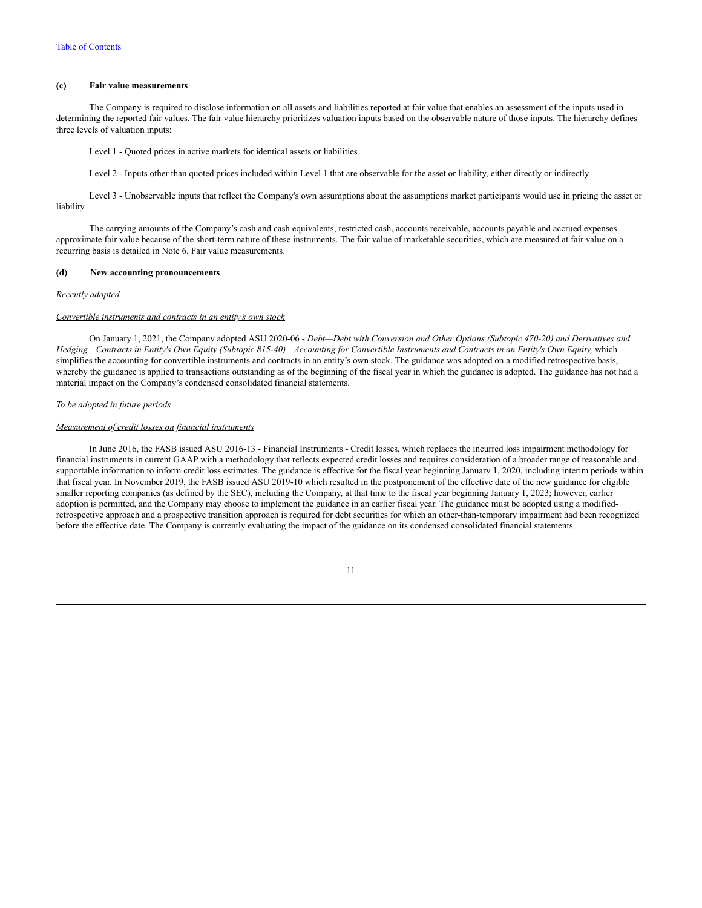**(c) Fair value measurements**

The Company is required to disclose information on all assets and liabilities reported at fair value that enables an assessment of the inputs used in determining the reported fair values. The fair value hierarchy prioritizes valuation inputs based on the observable nature of those inputs. The hierarchy defines three levels of valuation inputs:

Level 1 - Quoted prices in active markets for identical assets or liabilities

Level 2 - Inputs other than quoted prices included within Level 1 that are observable for the asset or liability, either directly or indirectly

Level 3 - Unobservable inputs that reflect the Company's own assumptions about the assumptions market participants would use in pricing the asset or liability

The carrying amounts of the Company's cash and cash equivalents, restricted cash, accounts receivable, accounts payable and accrued expenses approximate fair value because of the short-term nature of these instruments. The fair value of marketable securities, which are measured at fair value on a recurring basis is detailed in Note 6, Fair value measurements.

**(d) New accounting pronouncements**

*Recently adopted*

*Convertible instruments and contracts in an entity's own stock*

On January 1, 2021, the Company adopted ASU 2020-06 - *Debt—Debt with Conversion and Other Options (Subtopic 470-20) and Derivatives and Hedging—Contracts in Entity's Own Equity (Subtopic 815-40)—Accounting for Convertible Instruments and Contracts in an Entity's Own Equity,* which simplifies the accounting for convertible instruments and contracts in an entity's own stock. The guidance was adopted on a modified retrospective basis, whereby the guidance is applied to transactions outstanding as of the beginning of the fiscal year in which the guidance is adopted. The guidance has not had a material impact on the Company's condensed consolidated financial statements.

*To be adopted in future periods*

*Measurement of credit losses on financial instruments*

In June 2016, the FASB issued ASU 2016-13 - Financial Instruments - Credit losses, which replaces the incurred loss impairment methodology for financial instruments in current GAAP with a methodology that reflects expected credit losses and requires consideration of a broader range of reasonable and supportable information to inform credit loss estimates. The guidance is effective for the fiscal year beginning January 1, 2020, including interim periods within that fiscal year. In November 2019, the FASB issued ASU 2019-10 which resulted in the postponement of the effective date of the new guidance for eligible smaller reporting companies (as defined by the SEC), including the Company, at that time to the fiscal year beginning January 1, 2023; however, earlier adoption is permitted, and the Company may choose to implement the guidance in an earlier fiscal year. The guidance must be adopted using a modified-retrospective approach and a prospective transition approach is required for debt securities for which an other-than-temporary impairment had been recognized before the effective date. The Company is currently evaluating the impact of the guidance on its condensed consolidated financial statements.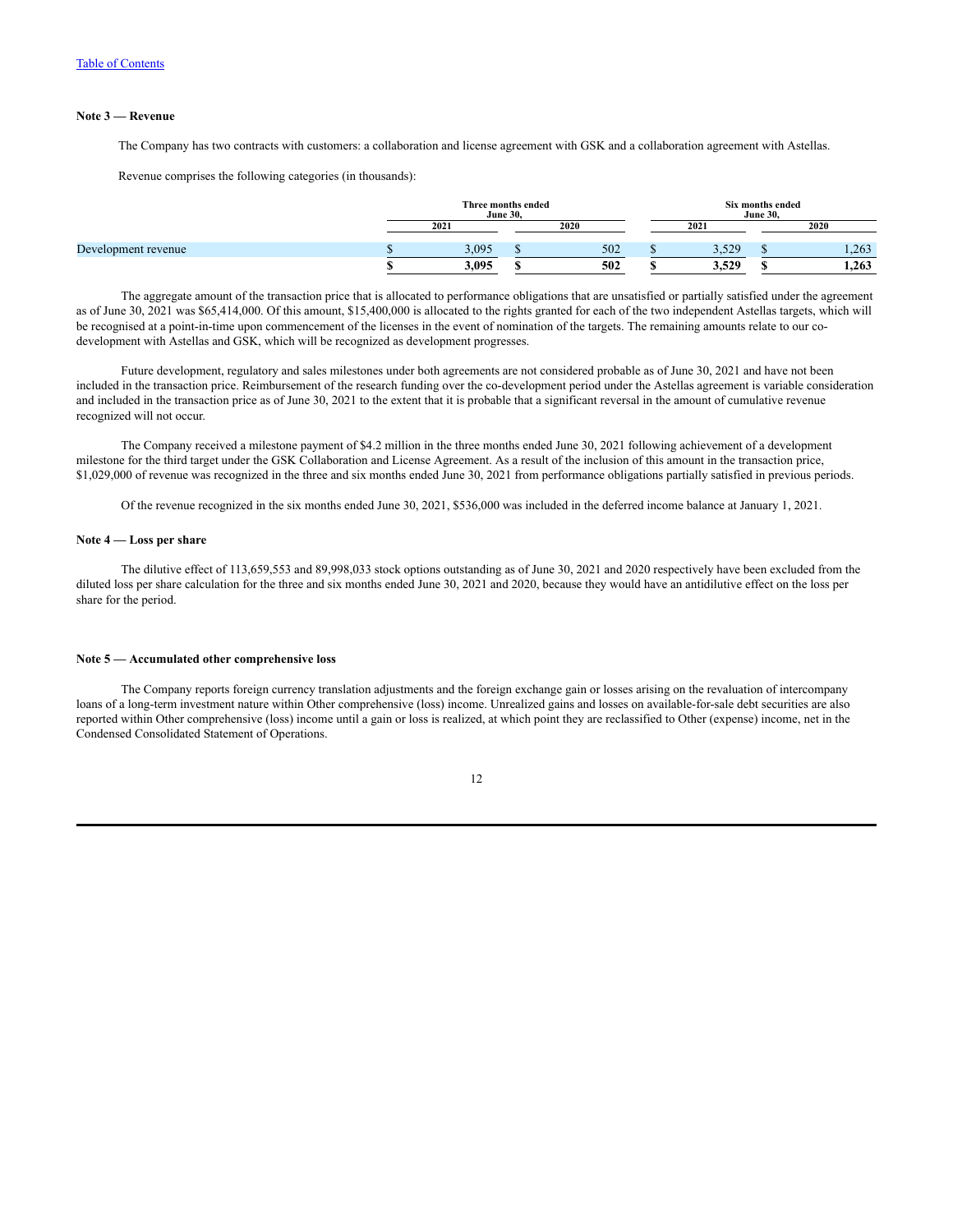[Table of Contents](#)

**Note 3 — Revenue**

The Company has two contracts with customers: a collaboration and license agreement with GSK and a collaboration agreement with Astellas.

Revenue comprises the following categories (in thousands):

| | Three months ended June 30, | | Six months ended June 30, | |
|---|---|---|---|---|
| | 2021 | 2020 | 2021 | 2020 |
| Development revenue | $ 3,095 | $ 502 | $ 3,529 | $ 1,263 |
| | **$ 3,095** | **$ 502** | **$ 3,529** | **$ 1,263** |

The aggregate amount of the transaction price that is allocated to performance obligations that are unsatisfied or partially satisfied under the agreement as of June 30, 2021 was $65,414,000. Of this amount, $15,400,000 is allocated to the rights granted for each of the two independent Astellas targets, which will be recognised at a point-in-time upon commencement of the licenses in the event of nomination of the targets. The remaining amounts relate to our co-development with Astellas and GSK, which will be recognized as development progresses.

Future development, regulatory and sales milestones under both agreements are not considered probable as of June 30, 2021 and have not been included in the transaction price. Reimbursement of the research funding over the co-development period under the Astellas agreement is variable consideration and included in the transaction price as of June 30, 2021 to the extent that it is probable that a significant reversal in the amount of cumulative revenue recognized will not occur.

The Company received a milestone payment of $4.2 million in the three months ended June 30, 2021 following achievement of a development milestone for the third target under the GSK Collaboration and License Agreement. As a result of the inclusion of this amount in the transaction price, $1,029,000 of revenue was recognized in the three and six months ended June 30, 2021 from performance obligations partially satisfied in previous periods.

Of the revenue recognized in the six months ended June 30, 2021, $536,000 was included in the deferred income balance at January 1, 2021.

**Note 4 — Loss per share**

The dilutive effect of 113,659,553 and 89,998,033 stock options outstanding as of June 30, 2021 and 2020 respectively have been excluded from the diluted loss per share calculation for the three and six months ended June 30, 2021 and 2020, because they would have an antidilutive effect on the loss per share for the period.

**Note 5 — Accumulated other comprehensive loss**

The Company reports foreign currency translation adjustments and the foreign exchange gain or losses arising on the revaluation of intercompany loans of a long-term investment nature within Other comprehensive (loss) income. Unrealized gains and losses on available-for-sale debt securities are also reported within Other comprehensive (loss) income until a gain or loss is realized, at which point they are reclassified to Other (expense) income, net in the Condensed Consolidated Statement of Operations.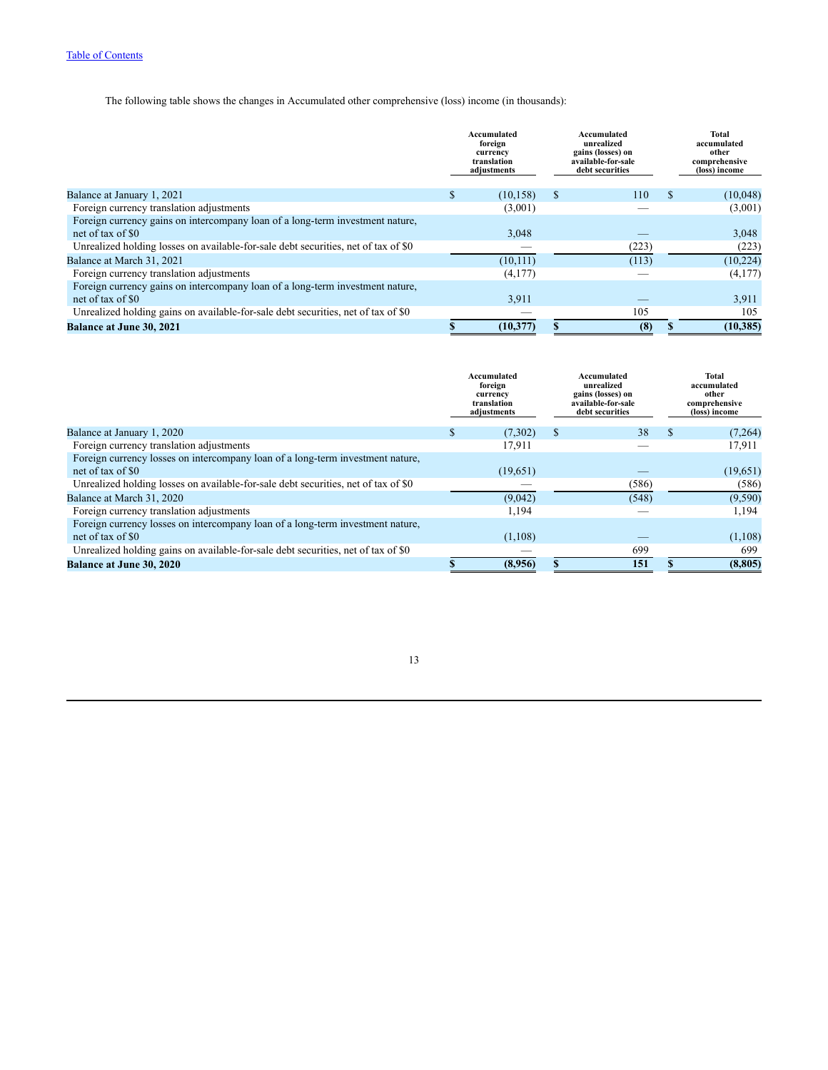[Table of Contents](#)

The following table shows the changes in Accumulated other comprehensive (loss) income (in thousands):

| | Accumulated foreign currency translation adjustments | Accumulated unrealized gains (losses) on available-for-sale debt securities | Total accumulated other comprehensive (loss) income |
|---|---|---|---|
| Balance at January 1, 2021 | $ (10,158) | $ 110 | $ (10,048) |
| Foreign currency translation adjustments | (3,001) | — | (3,001) |
| Foreign currency gains on intercompany loan of a long-term investment nature, net of tax of $0 | 3,048 | — | 3,048 |
| Unrealized holding losses on available-for-sale debt securities, net of tax of $0 | — | (223) | (223) |
| Balance at March 31, 2021 | (10,111) | (113) | (10,224) |
| Foreign currency translation adjustments | (4,177) | — | (4,177) |
| Foreign currency gains on intercompany loan of a long-term investment nature, net of tax of $0 | 3,911 | — | 3,911 |
| Unrealized holding gains on available-for-sale debt securities, net of tax of $0 | — | 105 | 105 |
| **Balance at June 30, 2021** | **$ (10,377)** | **$ (8)** | **$ (10,385)** |

| | Accumulated foreign currency translation adjustments | Accumulated unrealized gains (losses) on available-for-sale debt securities | Total accumulated other comprehensive (loss) income |
|---|---|---|---|
| Balance at January 1, 2020 | $ (7,302) | $ 38 | $ (7,264) |
| Foreign currency translation adjustments | 17,911 | — | 17,911 |
| Foreign currency losses on intercompany loan of a long-term investment nature, net of tax of $0 | (19,651) | — | (19,651) |
| Unrealized holding losses on available-for-sale debt securities, net of tax of $0 | — | (586) | (586) |
| Balance at March 31, 2020 | (9,042) | (548) | (9,590) |
| Foreign currency translation adjustments | 1,194 | — | 1,194 |
| Foreign currency losses on intercompany loan of a long-term investment nature, net of tax of $0 | (1,108) | — | (1,108) |
| Unrealized holding gains on available-for-sale debt securities, net of tax of $0 | — | 699 | 699 |
| **Balance at June 30, 2020** | **$ (8,956)** | **$ 151** | **$ (8,805)** |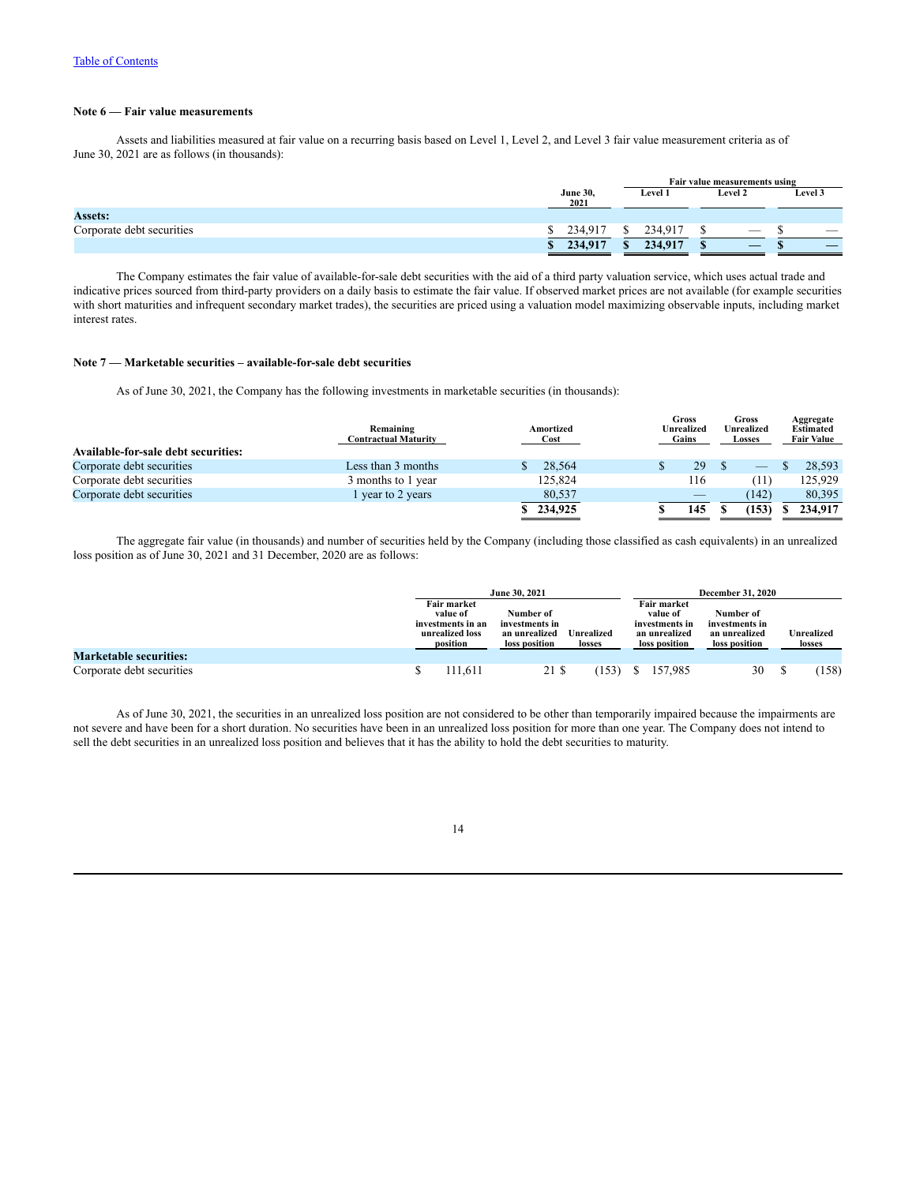Table of Contents

**Note 6 — Fair value measurements**

Assets and liabilities measured at fair value on a recurring basis based on Level 1, Level 2, and Level 3 fair value measurement criteria as of June 30, 2021 are as follows (in thousands):

| | June 30, 2021 | Fair value measurements using | | |
|---|---|---|---|---|
| | | Level 1 | Level 2 | Level 3 |
| **Assets:** | | | | |
| Corporate debt securities | $ 234,917 | $ 234,917 | $ — | $ — |
| | **$ 234,917** | **$ 234,917** | **$ —** | **$ —** |

The Company estimates the fair value of available-for-sale debt securities with the aid of a third party valuation service, which uses actual trade and indicative prices sourced from third-party providers on a daily basis to estimate the fair value. If observed market prices are not available (for example securities with short maturities and infrequent secondary market trades), the securities are priced using a valuation model maximizing observable inputs, including market interest rates.

**Note 7 — Marketable securities – available-for-sale debt securities**

As of June 30, 2021, the Company has the following investments in marketable securities (in thousands):

| | Remaining Contractual Maturity | Amortized Cost | Gross Unrealized Gains | Gross Unrealized Losses | Aggregate Estimated Fair Value |
|---|---|---|---|---|---|
| **Available-for-sale debt securities:** | | | | | |
| Corporate debt securities | Less than 3 months | $ 28,564 | $ 29 | $ — | $ 28,593 |
| Corporate debt securities | 3 months to 1 year | 125,824 | 116 | (11) | 125,929 |
| Corporate debt securities | 1 year to 2 years | 80,537 | — | (142) | 80,395 |
| | | **$ 234,925** | **$ 145** | **$ (153)** | **$ 234,917** |

The aggregate fair value (in thousands) and number of securities held by the Company (including those classified as cash equivalents) in an unrealized loss position as of June 30, 2021 and 31 December, 2020 are as follows:

| | June 30, 2021 | | | December 31, 2020 | | |
|---|---|---|---|---|---|---|
| | Fair market value of investments in an unrealized loss position | Number of investments in an unrealized loss position | Unrealized losses | Fair market value of investments in an unrealized loss position | Number of investments in an unrealized loss position | Unrealized losses |
| **Marketable securities:** | | | | | | |
| Corporate debt securities | $ 111,611 | 21 | $ (153) | $ 157,985 | 30 | $ (158) |

As of June 30, 2021, the securities in an unrealized loss position are not considered to be other than temporarily impaired because the impairments are not severe and have been for a short duration. No securities have been in an unrealized loss position for more than one year. The Company does not intend to sell the debt securities in an unrealized loss position and believes that it has the ability to hold the debt securities to maturity.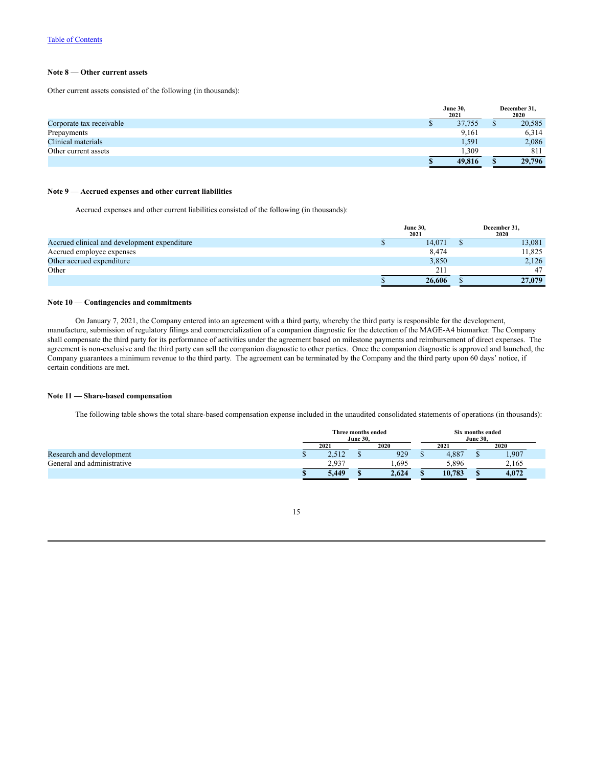## Note 8 — Other current assets

Other current assets consisted of the following (in thousands):

| | June 30, 2021 | December 31, 2020 |
|---|---|---|
| Corporate tax receivable | $ 37,755 | $ 20,585 |
| Prepayments | 9,161 | 6,314 |
| Clinical materials | 1,591 | 2,086 |
| Other current assets | 1,309 | 811 |
| | **$ 49,816** | **$ 29,796** |

## Note 9 — Accrued expenses and other current liabilities

Accrued expenses and other current liabilities consisted of the following (in thousands):

| | June 30, 2021 | December 31, 2020 |
|---|---|---|
| Accrued clinical and development expenditure | $ 14,071 | $ 13,081 |
| Accrued employee expenses | 8,474 | 11,825 |
| Other accrued expenditure | 3,850 | 2,126 |
| Other | 211 | 47 |
| | **$ 26,606** | **$ 27,079** |

## Note 10 — Contingencies and commitments

On January 7, 2021, the Company entered into an agreement with a third party, whereby the third party is responsible for the development, manufacture, submission of regulatory filings and commercialization of a companion diagnostic for the detection of the MAGE-A4 biomarker. The Company shall compensate the third party for its performance of activities under the agreement based on milestone payments and reimbursement of direct expenses. The agreement is non-exclusive and the third party can sell the companion diagnostic to other parties. Once the companion diagnostic is approved and launched, the Company guarantees a minimum revenue to the third party. The agreement can be terminated by the Company and the third party upon 60 days' notice, if certain conditions are met.

## Note 11 — Share-based compensation

The following table shows the total share-based compensation expense included in the unaudited consolidated statements of operations (in thousands):

| | Three months ended June 30, | | Six months ended June 30, | |
|---|---|---|---|---|
| | 2021 | 2020 | 2021 | 2020 |
| Research and development | $ 2,512 | $ 929 | $ 4,887 | $ 1,907 |
| General and administrative | 2,937 | 1,695 | 5,896 | 2,165 |
| | **$ 5,449** | **$ 2,624** | **$ 10,783** | **$ 4,072** |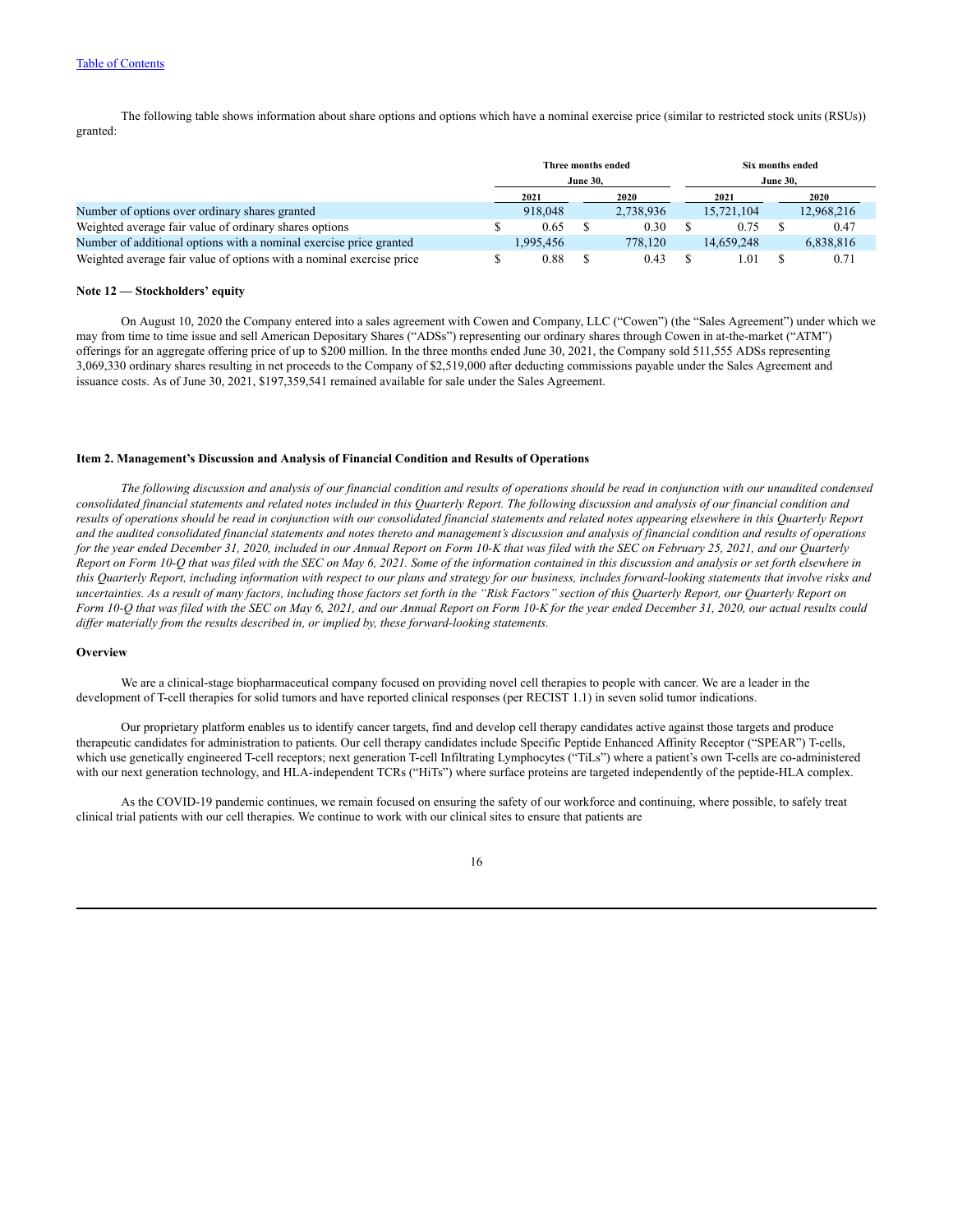The following table shows information about share options and options which have a nominal exercise price (similar to restricted stock units (RSUs)) granted:

| | Three months ended June 30, | | Six months ended June 30, | |
|---|---|---|---|---|
| | 2021 | 2020 | 2021 | 2020 |
| Number of options over ordinary shares granted | 918,048 | 2,738,936 | 15,721,104 | 12,968,216 |
| Weighted average fair value of ordinary shares options | $ 0.65 | $ 0.30 | $ 0.75 | $ 0.47 |
| Number of additional options with a nominal exercise price granted | 1,995,456 | 778,120 | 14,659,248 | 6,838,816 |
| Weighted average fair value of options with a nominal exercise price | $ 0.88 | $ 0.43 | $ 1.01 | $ 0.71 |

**Note 12 — Stockholders' equity**

On August 10, 2020 the Company entered into a sales agreement with Cowen and Company, LLC ("Cowen") (the "Sales Agreement") under which we may from time to time issue and sell American Depositary Shares ("ADSs") representing our ordinary shares through Cowen in at-the-market ("ATM") offerings for an aggregate offering price of up to $200 million. In the three months ended June 30, 2021, the Company sold 511,555 ADSs representing 3,069,330 ordinary shares resulting in net proceeds to the Company of $2,519,000 after deducting commissions payable under the Sales Agreement and issuance costs. As of June 30, 2021, $197,359,541 remained available for sale under the Sales Agreement.

## Item 2. Management's Discussion and Analysis of Financial Condition and Results of Operations

*The following discussion and analysis of our financial condition and results of operations should be read in conjunction with our unaudited condensed consolidated financial statements and related notes included in this Quarterly Report. The following discussion and analysis of our financial condition and results of operations should be read in conjunction with our consolidated financial statements and related notes appearing elsewhere in this Quarterly Report and the audited consolidated financial statements and notes thereto and management's discussion and analysis of financial condition and results of operations for the year ended December 31, 2020, included in our Annual Report on Form 10-K that was filed with the SEC on February 25, 2021, and our Quarterly Report on Form 10-Q that was filed with the SEC on May 6, 2021. Some of the information contained in this discussion and analysis or set forth elsewhere in this Quarterly Report, including information with respect to our plans and strategy for our business, includes forward-looking statements that involve risks and uncertainties. As a result of many factors, including those factors set forth in the "Risk Factors" section of this Quarterly Report, our Quarterly Report on Form 10-Q that was filed with the SEC on May 6, 2021, and our Annual Report on Form 10-K for the year ended December 31, 2020, our actual results could differ materially from the results described in, or implied by, these forward-looking statements.*

### Overview

We are a clinical-stage biopharmaceutical company focused on providing novel cell therapies to people with cancer. We are a leader in the development of T-cell therapies for solid tumors and have reported clinical responses (per RECIST 1.1) in seven solid tumor indications.

Our proprietary platform enables us to identify cancer targets, find and develop cell therapy candidates active against those targets and produce therapeutic candidates for administration to patients. Our cell therapy candidates include Specific Peptide Enhanced Affinity Receptor ("SPEAR") T-cells, which use genetically engineered T-cell receptors; next generation T-cell Infiltrating Lymphocytes ("TiLs") where a patient's own T-cells are co-administered with our next generation technology, and HLA-independent TCRs ("HiTs") where surface proteins are targeted independently of the peptide-HLA complex.

As the COVID-19 pandemic continues, we remain focused on ensuring the safety of our workforce and continuing, where possible, to safely treat clinical trial patients with our cell therapies. We continue to work with our clinical sites to ensure that patients are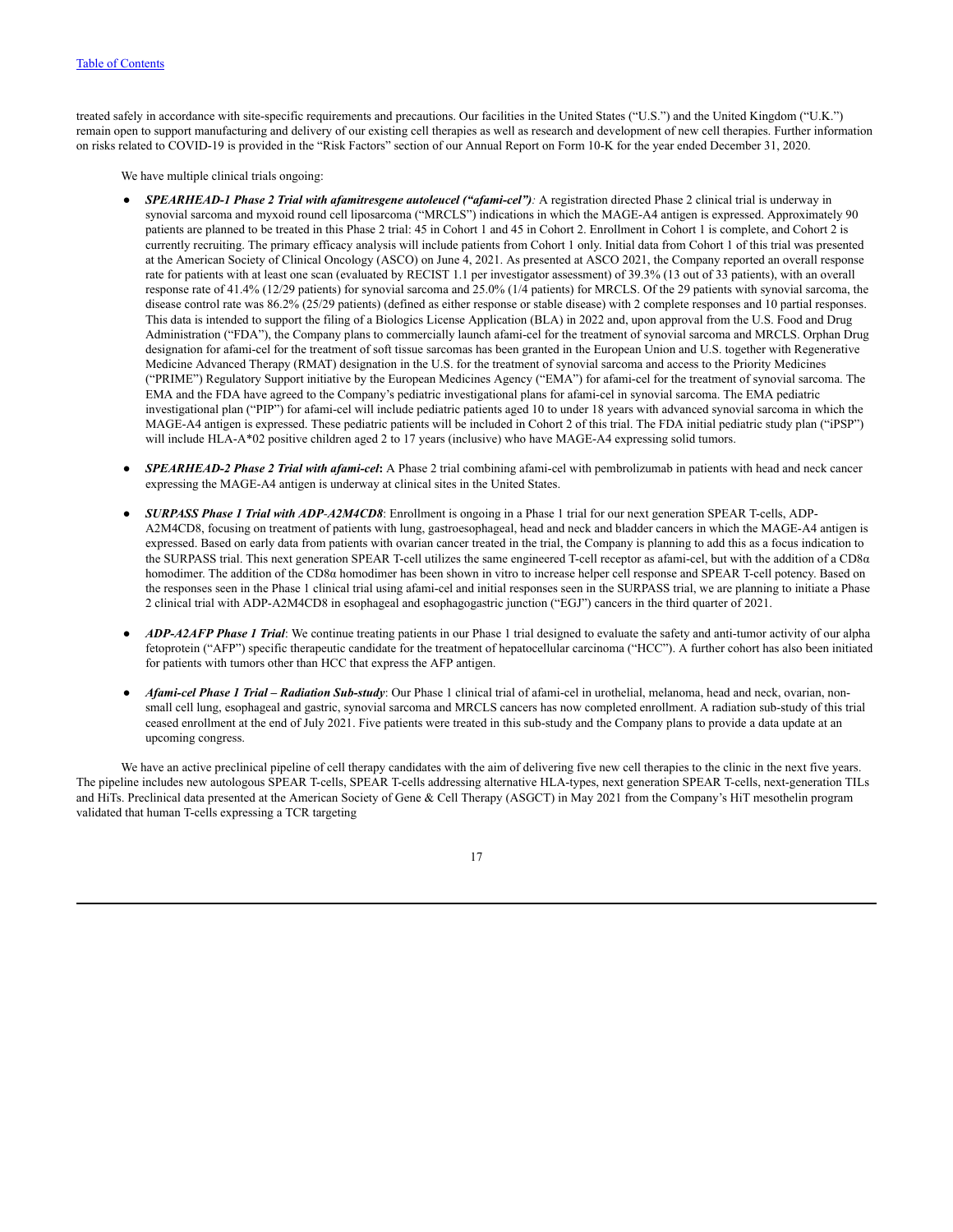treated safely in accordance with site-specific requirements and precautions. Our facilities in the United States ("U.S.") and the United Kingdom ("U.K.") remain open to support manufacturing and delivery of our existing cell therapies as well as research and development of new cell therapies. Further information on risks related to COVID-19 is provided in the "Risk Factors" section of our Annual Report on Form 10-K for the year ended December 31, 2020.

We have multiple clinical trials ongoing:

- ***SPEARHEAD-1 Phase 2 Trial with afamitresgene autoleucel ("afami-cel")***: A registration directed Phase 2 clinical trial is underway in synovial sarcoma and myxoid round cell liposarcoma ("MRCLS") indications in which the MAGE-A4 antigen is expressed. Approximately 90 patients are planned to be treated in this Phase 2 trial: 45 in Cohort 1 and 45 in Cohort 2. Enrollment in Cohort 1 is complete, and Cohort 2 is currently recruiting. The primary efficacy analysis will include patients from Cohort 1 only. Initial data from Cohort 1 of this trial was presented at the American Society of Clinical Oncology (ASCO) on June 4, 2021. As presented at ASCO 2021, the Company reported an overall response rate for patients with at least one scan (evaluated by RECIST 1.1 per investigator assessment) of 39.3% (13 out of 33 patients), with an overall response rate of 41.4% (12/29 patients) for synovial sarcoma and 25.0% (1/4 patients) for MRCLS. Of the 29 patients with synovial sarcoma, the disease control rate was 86.2% (25/29 patients) (defined as either response or stable disease) with 2 complete responses and 10 partial responses. This data is intended to support the filing of a Biologics License Application (BLA) in 2022 and, upon approval from the U.S. Food and Drug Administration ("FDA"), the Company plans to commercially launch afami-cel for the treatment of synovial sarcoma and MRCLS. Orphan Drug designation for afami-cel for the treatment of soft tissue sarcomas has been granted in the European Union and U.S. together with Regenerative Medicine Advanced Therapy (RMAT) designation in the U.S. for the treatment of synovial sarcoma and access to the Priority Medicines ("PRIME") Regulatory Support initiative by the European Medicines Agency ("EMA") for afami-cel for the treatment of synovial sarcoma. The EMA and the FDA have agreed to the Company's pediatric investigational plans for afami-cel in synovial sarcoma. The EMA pediatric investigational plan ("PIP") for afami-cel will include pediatric patients aged 10 to under 18 years with advanced synovial sarcoma in which the MAGE-A4 antigen is expressed. These pediatric patients will be included in Cohort 2 of this trial. The FDA initial pediatric study plan ("iPSP") will include HLA-A*02 positive children aged 2 to 17 years (inclusive) who have MAGE-A4 expressing solid tumors.

- ***SPEARHEAD-2 Phase 2 Trial with afami-cel***: A Phase 2 trial combining afami-cel with pembrolizumab in patients with head and neck cancer expressing the MAGE-A4 antigen is underway at clinical sites in the United States.

- ***SURPASS Phase 1 Trial with ADP-A2M4CD8***: Enrollment is ongoing in a Phase 1 trial for our next generation SPEAR T-cells, ADP-A2M4CD8, focusing on treatment of patients with lung, gastroesophageal, head and neck and bladder cancers in which the MAGE-A4 antigen is expressed. Based on early data from patients with ovarian cancer treated in the trial, the Company is planning to add this as a focus indication to the SURPASS trial. This next generation SPEAR T-cell utilizes the same engineered T-cell receptor as afami-cel, but with the addition of a CD8α homodimer. The addition of the CD8α homodimer has been shown in vitro to increase helper cell response and SPEAR T-cell potency. Based on the responses seen in the Phase 1 clinical trial using afami-cel and initial responses seen in the SURPASS trial, we are planning to initiate a Phase 2 clinical trial with ADP-A2M4CD8 in esophageal and esophagogastric junction ("EGJ") cancers in the third quarter of 2021.

- ***ADP-A2AFP Phase 1 Trial***: We continue treating patients in our Phase 1 trial designed to evaluate the safety and anti-tumor activity of our alpha fetoprotein ("AFP") specific therapeutic candidate for the treatment of hepatocellular carcinoma ("HCC"). A further cohort has also been initiated for patients with tumors other than HCC that express the AFP antigen.

- ***Afami-cel Phase 1 Trial – Radiation Sub-study***: Our Phase 1 clinical trial of afami-cel in urothelial, melanoma, head and neck, ovarian, non-small cell lung, esophageal and gastric, synovial sarcoma and MRCLS cancers has now completed enrollment. A radiation sub-study of this trial ceased enrollment at the end of July 2021. Five patients were treated in this sub-study and the Company plans to provide a data update at an upcoming congress.

We have an active preclinical pipeline of cell therapy candidates with the aim of delivering five new cell therapies to the clinic in the next five years. The pipeline includes new autologous SPEAR T-cells, SPEAR T-cells addressing alternative HLA-types, next generation SPEAR T-cells, next-generation TILs and HiTs. Preclinical data presented at the American Society of Gene & Cell Therapy (ASGCT) in May 2021 from the Company's HiT mesothelin program validated that human T-cells expressing a TCR targeting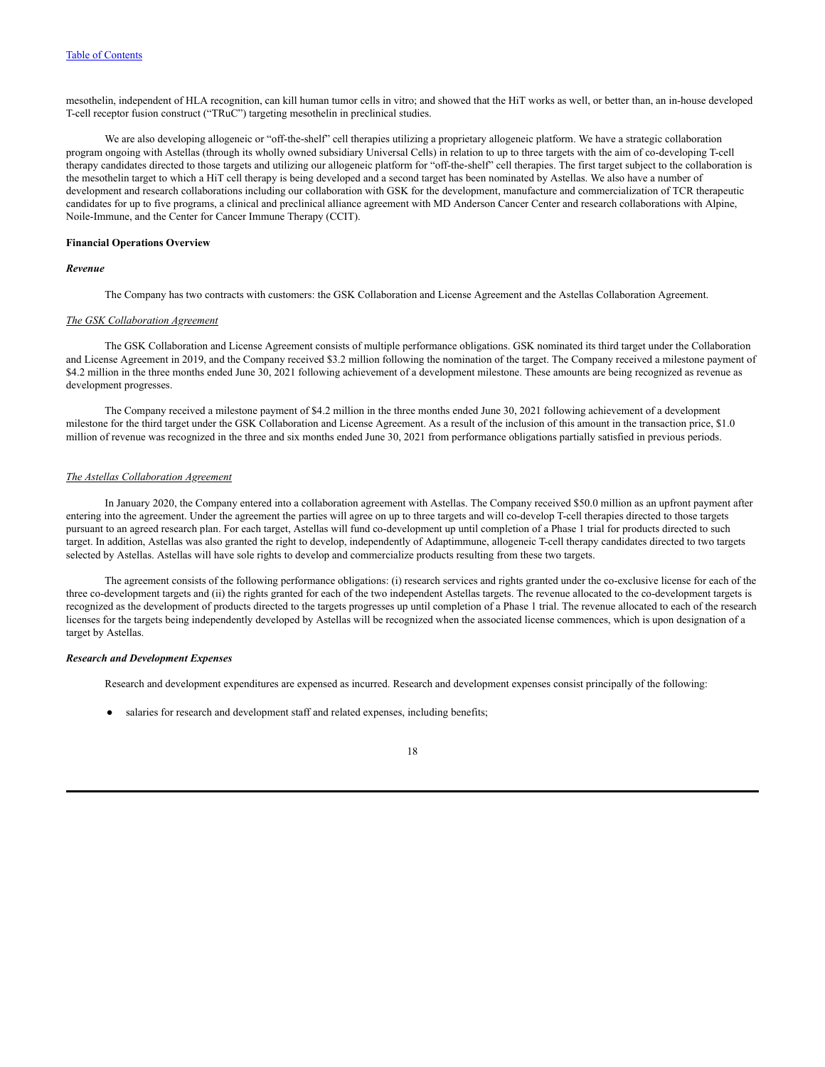mesothelin, independent of HLA recognition, can kill human tumor cells in vitro; and showed that the HiT works as well, or better than, an in-house developed T-cell receptor fusion construct ("TRuC") targeting mesothelin in preclinical studies.

We are also developing allogeneic or "off-the-shelf" cell therapies utilizing a proprietary allogeneic platform. We have a strategic collaboration program ongoing with Astellas (through its wholly owned subsidiary Universal Cells) in relation to up to three targets with the aim of co-developing T-cell therapy candidates directed to those targets and utilizing our allogeneic platform for "off-the-shelf" cell therapies. The first target subject to the collaboration is the mesothelin target to which a HiT cell therapy is being developed and a second target has been nominated by Astellas. We also have a number of development and research collaborations including our collaboration with GSK for the development, manufacture and commercialization of TCR therapeutic candidates for up to five programs, a clinical and preclinical alliance agreement with MD Anderson Cancer Center and research collaborations with Alpine, Noile-Immune, and the Center for Cancer Immune Therapy (CCIT).

**Financial Operations Overview**

***Revenue***

The Company has two contracts with customers: the GSK Collaboration and License Agreement and the Astellas Collaboration Agreement.

*The GSK Collaboration Agreement*

The GSK Collaboration and License Agreement consists of multiple performance obligations. GSK nominated its third target under the Collaboration and License Agreement in 2019, and the Company received $3.2 million following the nomination of the target. The Company received a milestone payment of $4.2 million in the three months ended June 30, 2021 following achievement of a development milestone. These amounts are being recognized as revenue as development progresses.

The Company received a milestone payment of $4.2 million in the three months ended June 30, 2021 following achievement of a development milestone for the third target under the GSK Collaboration and License Agreement. As a result of the inclusion of this amount in the transaction price, $1.0 million of revenue was recognized in the three and six months ended June 30, 2021 from performance obligations partially satisfied in previous periods.

*The Astellas Collaboration Agreement*

In January 2020, the Company entered into a collaboration agreement with Astellas. The Company received $50.0 million as an upfront payment after entering into the agreement. Under the agreement the parties will agree on up to three targets and will co-develop T-cell therapies directed to those targets pursuant to an agreed research plan. For each target, Astellas will fund co-development up until completion of a Phase 1 trial for products directed to such target. In addition, Astellas was also granted the right to develop, independently of Adaptimmune, allogeneic T-cell therapy candidates directed to two targets selected by Astellas. Astellas will have sole rights to develop and commercialize products resulting from these two targets.

The agreement consists of the following performance obligations: (i) research services and rights granted under the co-exclusive license for each of the three co-development targets and (ii) the rights granted for each of the two independent Astellas targets. The revenue allocated to the co-development targets is recognized as the development of products directed to the targets progresses up until completion of a Phase 1 trial. The revenue allocated to each of the research licenses for the targets being independently developed by Astellas will be recognized when the associated license commences, which is upon designation of a target by Astellas.

***Research and Development Expenses***

Research and development expenditures are expensed as incurred. Research and development expenses consist principally of the following:

- salaries for research and development staff and related expenses, including benefits;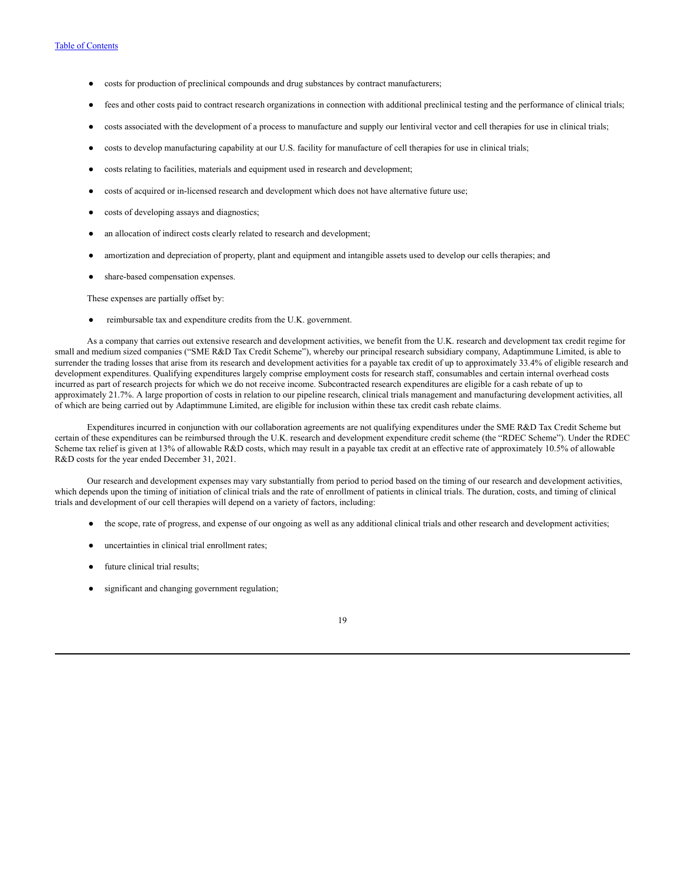- costs for production of preclinical compounds and drug substances by contract manufacturers;
- fees and other costs paid to contract research organizations in connection with additional preclinical testing and the performance of clinical trials;
- costs associated with the development of a process to manufacture and supply our lentiviral vector and cell therapies for use in clinical trials;
- costs to develop manufacturing capability at our U.S. facility for manufacture of cell therapies for use in clinical trials;
- costs relating to facilities, materials and equipment used in research and development;
- costs of acquired or in-licensed research and development which does not have alternative future use;
- costs of developing assays and diagnostics;
- an allocation of indirect costs clearly related to research and development;
- amortization and depreciation of property, plant and equipment and intangible assets used to develop our cells therapies; and
- share-based compensation expenses.

These expenses are partially offset by:

- reimbursable tax and expenditure credits from the U.K. government.

As a company that carries out extensive research and development activities, we benefit from the U.K. research and development tax credit regime for small and medium sized companies ("SME R&D Tax Credit Scheme"), whereby our principal research subsidiary company, Adaptimmune Limited, is able to surrender the trading losses that arise from its research and development activities for a payable tax credit of up to approximately 33.4% of eligible research and development expenditures. Qualifying expenditures largely comprise employment costs for research staff, consumables and certain internal overhead costs incurred as part of research projects for which we do not receive income. Subcontracted research expenditures are eligible for a cash rebate of up to approximately 21.7%. A large proportion of costs in relation to our pipeline research, clinical trials management and manufacturing development activities, all of which are being carried out by Adaptimmune Limited, are eligible for inclusion within these tax credit cash rebate claims.

Expenditures incurred in conjunction with our collaboration agreements are not qualifying expenditures under the SME R&D Tax Credit Scheme but certain of these expenditures can be reimbursed through the U.K. research and development expenditure credit scheme (the "RDEC Scheme"). Under the RDEC Scheme tax relief is given at 13% of allowable R&D costs, which may result in a payable tax credit at an effective rate of approximately 10.5% of allowable R&D costs for the year ended December 31, 2021.

Our research and development expenses may vary substantially from period to period based on the timing of our research and development activities, which depends upon the timing of initiation of clinical trials and the rate of enrollment of patients in clinical trials. The duration, costs, and timing of clinical trials and development of our cell therapies will depend on a variety of factors, including:

- the scope, rate of progress, and expense of our ongoing as well as any additional clinical trials and other research and development activities;
- uncertainties in clinical trial enrollment rates;
- future clinical trial results;
- significant and changing government regulation;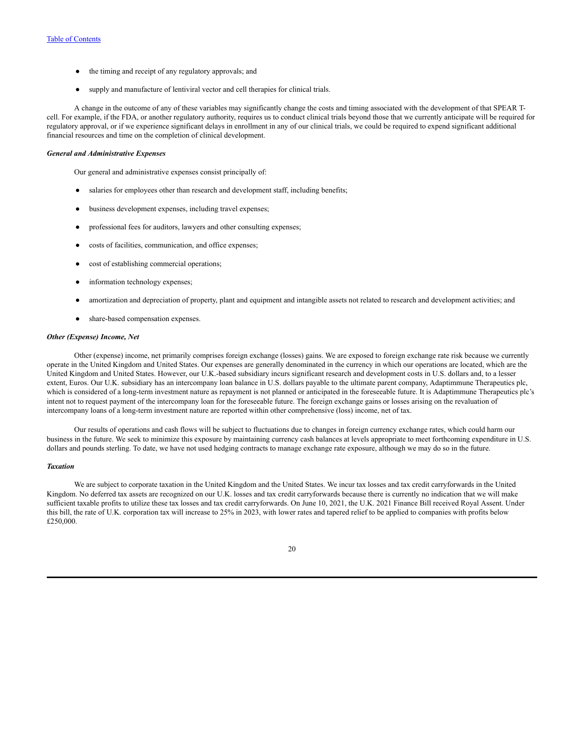- the timing and receipt of any regulatory approvals; and
- supply and manufacture of lentiviral vector and cell therapies for clinical trials.

A change in the outcome of any of these variables may significantly change the costs and timing associated with the development of that SPEAR T-cell. For example, if the FDA, or another regulatory authority, requires us to conduct clinical trials beyond those that we currently anticipate will be required for regulatory approval, or if we experience significant delays in enrollment in any of our clinical trials, we could be required to expend significant additional financial resources and time on the completion of clinical development.

***General and Administrative Expenses***

Our general and administrative expenses consist principally of:

- salaries for employees other than research and development staff, including benefits;
- business development expenses, including travel expenses;
- professional fees for auditors, lawyers and other consulting expenses;
- costs of facilities, communication, and office expenses;
- cost of establishing commercial operations;
- information technology expenses;
- amortization and depreciation of property, plant and equipment and intangible assets not related to research and development activities; and
- share-based compensation expenses.

***Other (Expense) Income, Net***

Other (expense) income, net primarily comprises foreign exchange (losses) gains. We are exposed to foreign exchange rate risk because we currently operate in the United Kingdom and United States. Our expenses are generally denominated in the currency in which our operations are located, which are the United Kingdom and United States. However, our U.K.-based subsidiary incurs significant research and development costs in U.S. dollars and, to a lesser extent, Euros. Our U.K. subsidiary has an intercompany loan balance in U.S. dollars payable to the ultimate parent company, Adaptimmune Therapeutics plc, which is considered of a long-term investment nature as repayment is not planned or anticipated in the foreseeable future. It is Adaptimmune Therapeutics plc's intent not to request payment of the intercompany loan for the foreseeable future. The foreign exchange gains or losses arising on the revaluation of intercompany loans of a long-term investment nature are reported within other comprehensive (loss) income, net of tax.

Our results of operations and cash flows will be subject to fluctuations due to changes in foreign currency exchange rates, which could harm our business in the future. We seek to minimize this exposure by maintaining currency cash balances at levels appropriate to meet forthcoming expenditure in U.S. dollars and pounds sterling. To date, we have not used hedging contracts to manage exchange rate exposure, although we may do so in the future.

***Taxation***

We are subject to corporate taxation in the United Kingdom and the United States. We incur tax losses and tax credit carryforwards in the United Kingdom. No deferred tax assets are recognized on our U.K. losses and tax credit carryforwards because there is currently no indication that we will make sufficient taxable profits to utilize these tax losses and tax credit carryforwards. On June 10, 2021, the U.K. 2021 Finance Bill received Royal Assent. Under this bill, the rate of U.K. corporation tax will increase to 25% in 2023, with lower rates and tapered relief to be applied to companies with profits below £250,000.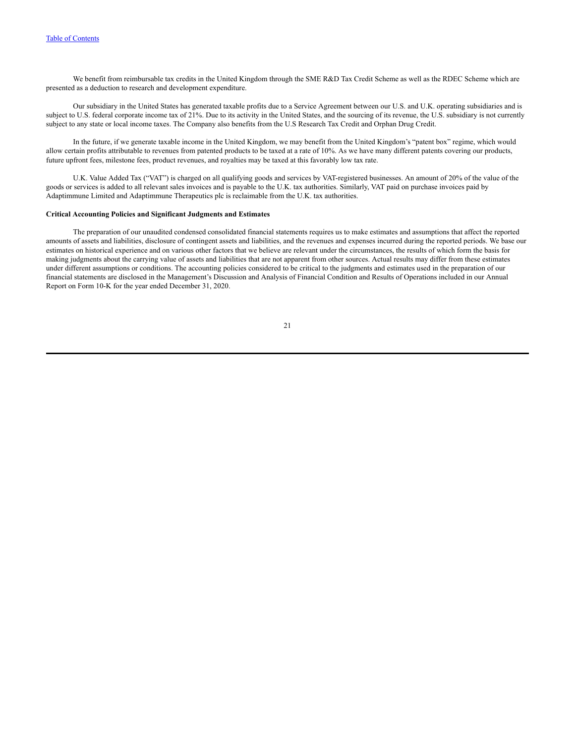We benefit from reimbursable tax credits in the United Kingdom through the SME R&D Tax Credit Scheme as well as the RDEC Scheme which are presented as a deduction to research and development expenditure.

Our subsidiary in the United States has generated taxable profits due to a Service Agreement between our U.S. and U.K. operating subsidiaries and is subject to U.S. federal corporate income tax of 21%. Due to its activity in the United States, and the sourcing of its revenue, the U.S. subsidiary is not currently subject to any state or local income taxes. The Company also benefits from the U.S Research Tax Credit and Orphan Drug Credit.

In the future, if we generate taxable income in the United Kingdom, we may benefit from the United Kingdom's "patent box" regime, which would allow certain profits attributable to revenues from patented products to be taxed at a rate of 10%. As we have many different patents covering our products, future upfront fees, milestone fees, product revenues, and royalties may be taxed at this favorably low tax rate.

U.K. Value Added Tax ("VAT") is charged on all qualifying goods and services by VAT-registered businesses. An amount of 20% of the value of the goods or services is added to all relevant sales invoices and is payable to the U.K. tax authorities. Similarly, VAT paid on purchase invoices paid by Adaptimmune Limited and Adaptimmune Therapeutics plc is reclaimable from the U.K. tax authorities.

**Critical Accounting Policies and Significant Judgments and Estimates**

The preparation of our unaudited condensed consolidated financial statements requires us to make estimates and assumptions that affect the reported amounts of assets and liabilities, disclosure of contingent assets and liabilities, and the revenues and expenses incurred during the reported periods. We base our estimates on historical experience and on various other factors that we believe are relevant under the circumstances, the results of which form the basis for making judgments about the carrying value of assets and liabilities that are not apparent from other sources. Actual results may differ from these estimates under different assumptions or conditions. The accounting policies considered to be critical to the judgments and estimates used in the preparation of our financial statements are disclosed in the Management's Discussion and Analysis of Financial Condition and Results of Operations included in our Annual Report on Form 10-K for the year ended December 31, 2020.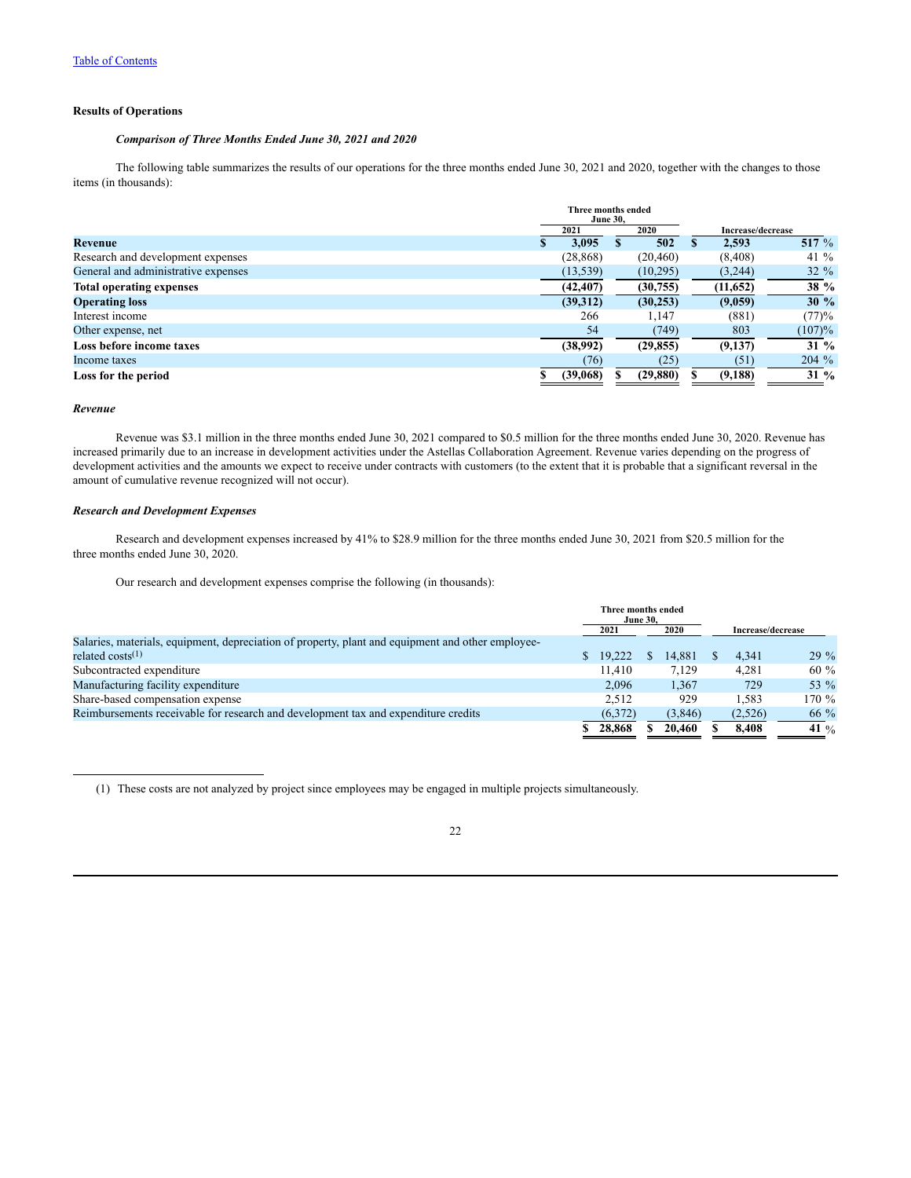[Table of Contents](#)

## Results of Operations

### *Comparison of Three Months Ended June 30, 2021 and 2020*

The following table summarizes the results of our operations for the three months ended June 30, 2021 and 2020, together with the changes to those items (in thousands):

| | Three months ended June 30, | | Increase/decrease | |
|---|---|---|---|---|
| | 2021 | 2020 | | |
| **Revenue** | **$ 3,095** | **$ 502** | **$ 2,593** | **517 %** |
| Research and development expenses | (28,868) | (20,460) | (8,408) | 41 % |
| General and administrative expenses | (13,539) | (10,295) | (3,244) | 32 % |
| **Total operating expenses** | **(42,407)** | **(30,755)** | **(11,652)** | **38 %** |
| **Operating loss** | **(39,312)** | **(30,253)** | **(9,059)** | **30 %** |
| Interest income | 266 | 1,147 | (881) | (77)% |
| Other expense, net | 54 | (749) | 803 | (107)% |
| **Loss before income taxes** | **(38,992)** | **(29,855)** | **(9,137)** | **31 %** |
| Income taxes | (76) | (25) | (51) | 204 % |
| **Loss for the period** | **$ (39,068)** | **$ (29,880)** | **$ (9,188)** | **31 %** |

#### *Revenue*

Revenue was $3.1 million in the three months ended June 30, 2021 compared to $0.5 million for the three months ended June 30, 2020. Revenue has increased primarily due to an increase in development activities under the Astellas Collaboration Agreement. Revenue varies depending on the progress of development activities and the amounts we expect to receive under contracts with customers (to the extent that it is probable that a significant reversal in the amount of cumulative revenue recognized will not occur).

#### *Research and Development Expenses*

Research and development expenses increased by 41% to $28.9 million for the three months ended June 30, 2021 from $20.5 million for the three months ended June 30, 2020.

Our research and development expenses comprise the following (in thousands):

| | Three months ended June 30, | | Increase/decrease | |
|---|---|---|---|---|
| | 2021 | 2020 | | |
| Salaries, materials, equipment, depreciation of property, plant and equipment and other employee-related costs[1] | $ 19,222 | $ 14,881 | $ 4,341 | 29 % |
| Subcontracted expenditure | 11,410 | 7,129 | 4,281 | 60 % |
| Manufacturing facility expenditure | 2,096 | 1,367 | 729 | 53 % |
| Share-based compensation expense | 2,512 | 929 | 1,583 | 170 % |
| Reimbursements receivable for research and development tax and expenditure credits | (6,372) | (3,846) | (2,526) | 66 % |
| | **$ 28,868** | **$ 20,460** | **$ 8,408** | **41 %** |

(1) These costs are not analyzed by project since employees may be engaged in multiple projects simultaneously.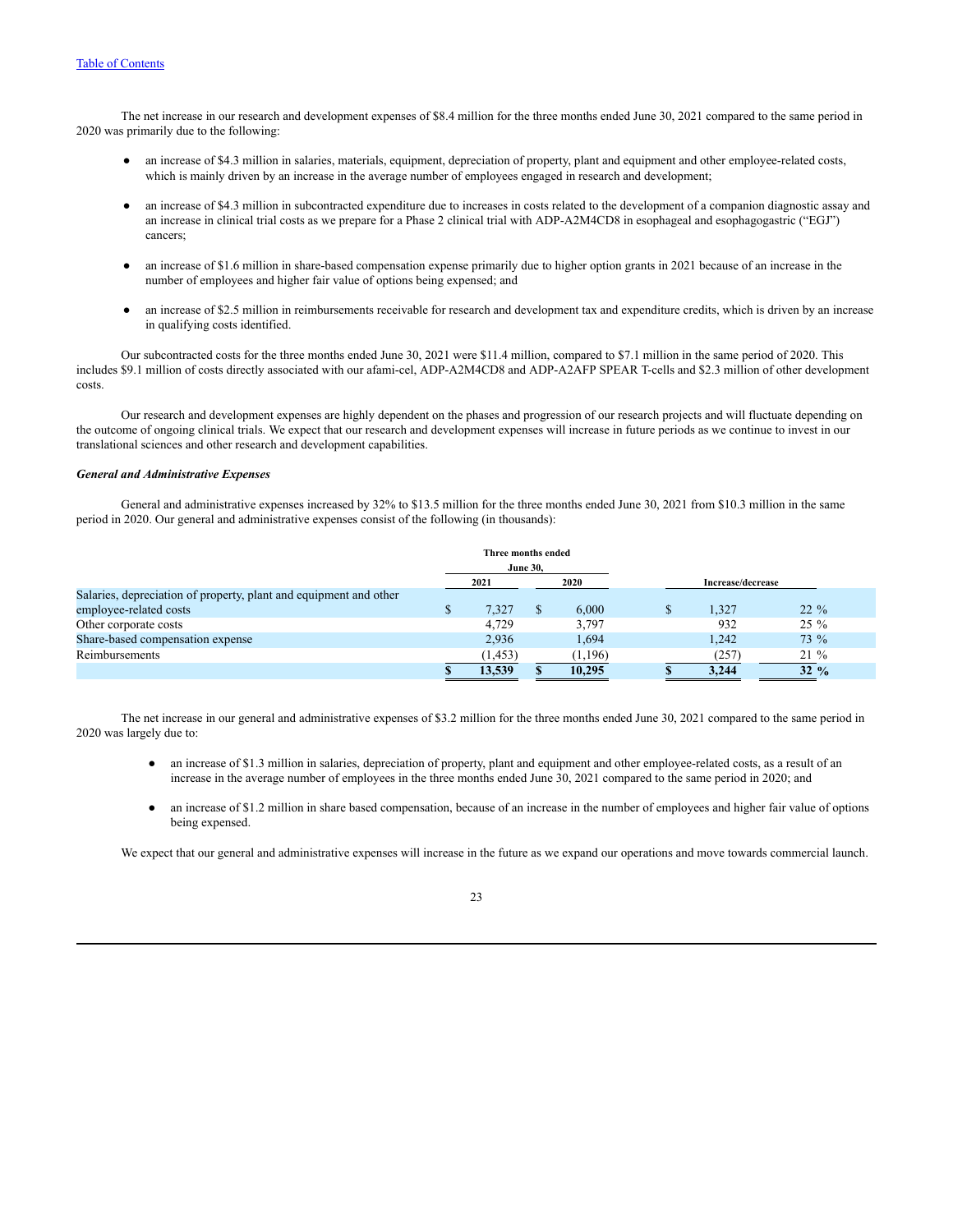The net increase in our research and development expenses of $8.4 million for the three months ended June 30, 2021 compared to the same period in 2020 was primarily due to the following:

- an increase of $4.3 million in salaries, materials, equipment, depreciation of property, plant and equipment and other employee-related costs, which is mainly driven by an increase in the average number of employees engaged in research and development;

- an increase of $4.3 million in subcontracted expenditure due to increases in costs related to the development of a companion diagnostic assay and an increase in clinical trial costs as we prepare for a Phase 2 clinical trial with ADP-A2M4CD8 in esophageal and esophagogastric ("EGJ") cancers;

- an increase of $1.6 million in share-based compensation expense primarily due to higher option grants in 2021 because of an increase in the number of employees and higher fair value of options being expensed; and

- an increase of $2.5 million in reimbursements receivable for research and development tax and expenditure credits, which is driven by an increase in qualifying costs identified.

Our subcontracted costs for the three months ended June 30, 2021 were $11.4 million, compared to $7.1 million in the same period of 2020. This includes $9.1 million of costs directly associated with our afami-cel, ADP-A2M4CD8 and ADP-A2AFP SPEAR T-cells and $2.3 million of other development costs.

Our research and development expenses are highly dependent on the phases and progression of our research projects and will fluctuate depending on the outcome of ongoing clinical trials. We expect that our research and development expenses will increase in future periods as we continue to invest in our translational sciences and other research and development capabilities.

***General and Administrative Expenses***

General and administrative expenses increased by 32% to $13.5 million for the three months ended June 30, 2021 from $10.3 million in the same period in 2020. Our general and administrative expenses consist of the following (in thousands):

| | Three months ended June 30, | | Increase/decrease | |
|---|---|---|---|---|
| | 2021 | 2020 | | |
| Salaries, depreciation of property, plant and equipment and other employee-related costs | $ 7,327 | $ 6,000 | $ 1,327 | 22 % |
| Other corporate costs | 4,729 | 3,797 | 932 | 25 % |
| Share-based compensation expense | 2,936 | 1,694 | 1,242 | 73 % |
| Reimbursements | (1,453) | (1,196) | (257) | 21 % |
| | **$ 13,539** | **$ 10,295** | **$ 3,244** | **32 %** |

The net increase in our general and administrative expenses of $3.2 million for the three months ended June 30, 2021 compared to the same period in 2020 was largely due to:

- an increase of $1.3 million in salaries, depreciation of property, plant and equipment and other employee-related costs, as a result of an increase in the average number of employees in the three months ended June 30, 2021 compared to the same period in 2020; and

- an increase of $1.2 million in share based compensation, because of an increase in the number of employees and higher fair value of options being expensed.

We expect that our general and administrative expenses will increase in the future as we expand our operations and move towards commercial launch.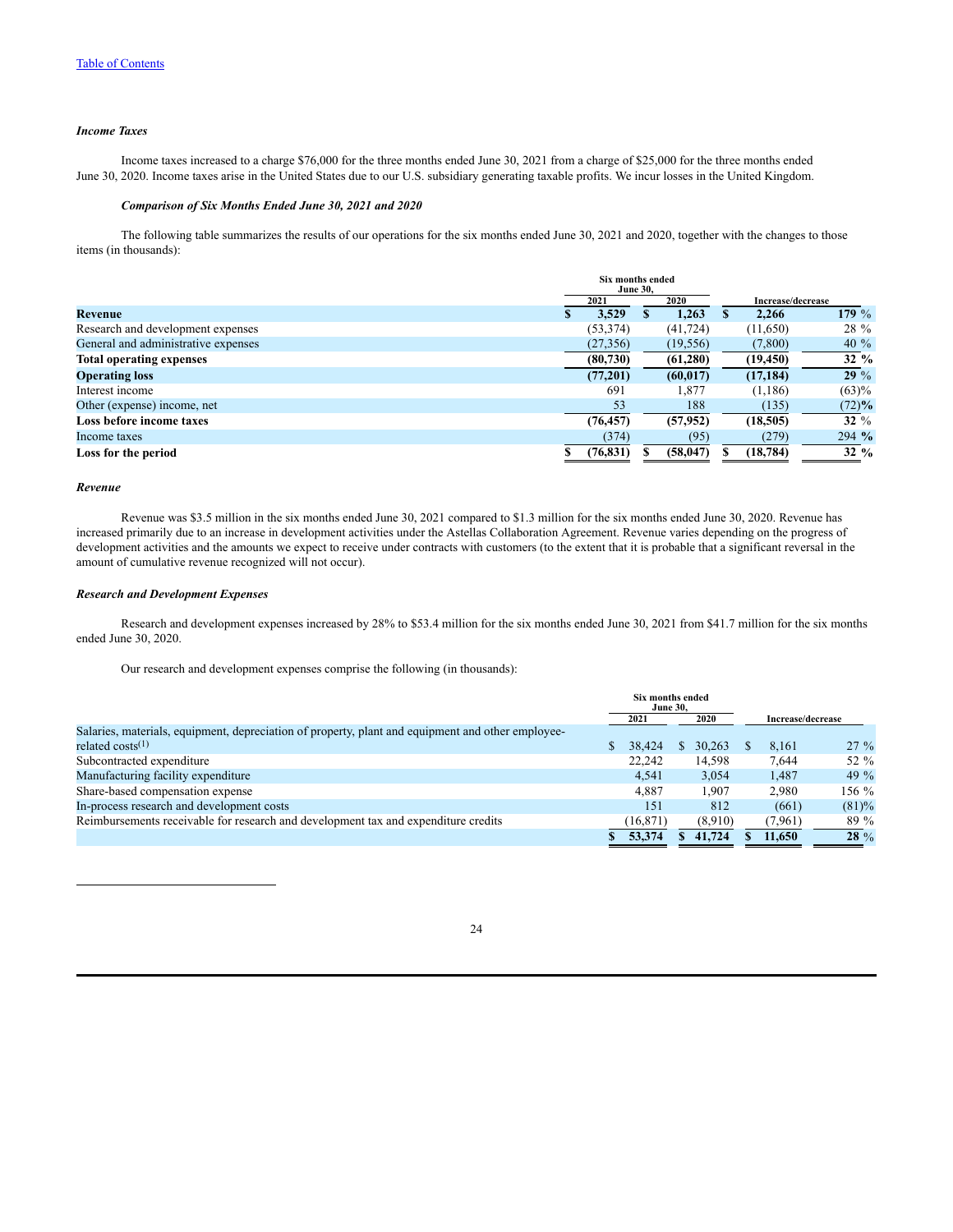[Table of Contents](#)

### *Income Taxes*

Income taxes increased to a charge $76,000 for the three months ended June 30, 2021 from a charge of $25,000 for the three months ended June 30, 2020. Income taxes arise in the United States due to our U.S. subsidiary generating taxable profits. We incur losses in the United Kingdom.

### *Comparison of Six Months Ended June 30, 2021 and 2020*

The following table summarizes the results of our operations for the six months ended June 30, 2021 and 2020, together with the changes to those items (in thousands):

| | Six months ended June 30, | | | |
|---|---|---|---|---|
| | 2021 | 2020 | Increase/decrease | |
| **Revenue** | **$ 3,529** | **$ 1,263** | **$ 2,266** | **179 %** |
| Research and development expenses | (53,374) | (41,724) | (11,650) | 28 % |
| General and administrative expenses | (27,356) | (19,556) | (7,800) | 40 % |
| **Total operating expenses** | **(80,730)** | **(61,280)** | **(19,450)** | **32 %** |
| **Operating loss** | **(77,201)** | **(60,017)** | **(17,184)** | **29 %** |
| Interest income | 691 | 1,877 | (1,186) | (63)% |
| Other (expense) income, net | 53 | 188 | (135) | (72)% |
| **Loss before income taxes** | **(76,457)** | **(57,952)** | **(18,505)** | **32 %** |
| Income taxes | (374) | (95) | (279) | 294 % |
| **Loss for the period** | **$ (76,831)** | **$ (58,047)** | **$ (18,784)** | **32 %** |

### *Revenue*

Revenue was $3.5 million in the six months ended June 30, 2021 compared to $1.3 million for the six months ended June 30, 2020. Revenue has increased primarily due to an increase in development activities under the Astellas Collaboration Agreement. Revenue varies depending on the progress of development activities and the amounts we expect to receive under contracts with customers (to the extent that it is probable that a significant reversal in the amount of cumulative revenue recognized will not occur).

### *Research and Development Expenses*

Research and development expenses increased by 28% to $53.4 million for the six months ended June 30, 2021 from $41.7 million for the six months ended June 30, 2020.

Our research and development expenses comprise the following (in thousands):

| | Six months ended June 30, | | | |
|---|---|---|---|---|
| | 2021 | 2020 | Increase/decrease | |
| Salaries, materials, equipment, depreciation of property, plant and equipment and other employee-related costs[1] | $ 38,424 | $ 30,263 | $ 8,161 | 27 % |
| Subcontracted expenditure | 22,242 | 14,598 | 7,644 | 52 % |
| Manufacturing facility expenditure | 4,541 | 3,054 | 1,487 | 49 % |
| Share-based compensation expense | 4,887 | 1,907 | 2,980 | 156 % |
| In-process research and development costs | 151 | 812 | (661) | (81)% |
| Reimbursements receivable for research and development tax and expenditure credits | (16,871) | (8,910) | (7,961) | 89 % |
| | **$ 53,374** | **$ 41,724** | **$ 11,650** | **28 %** |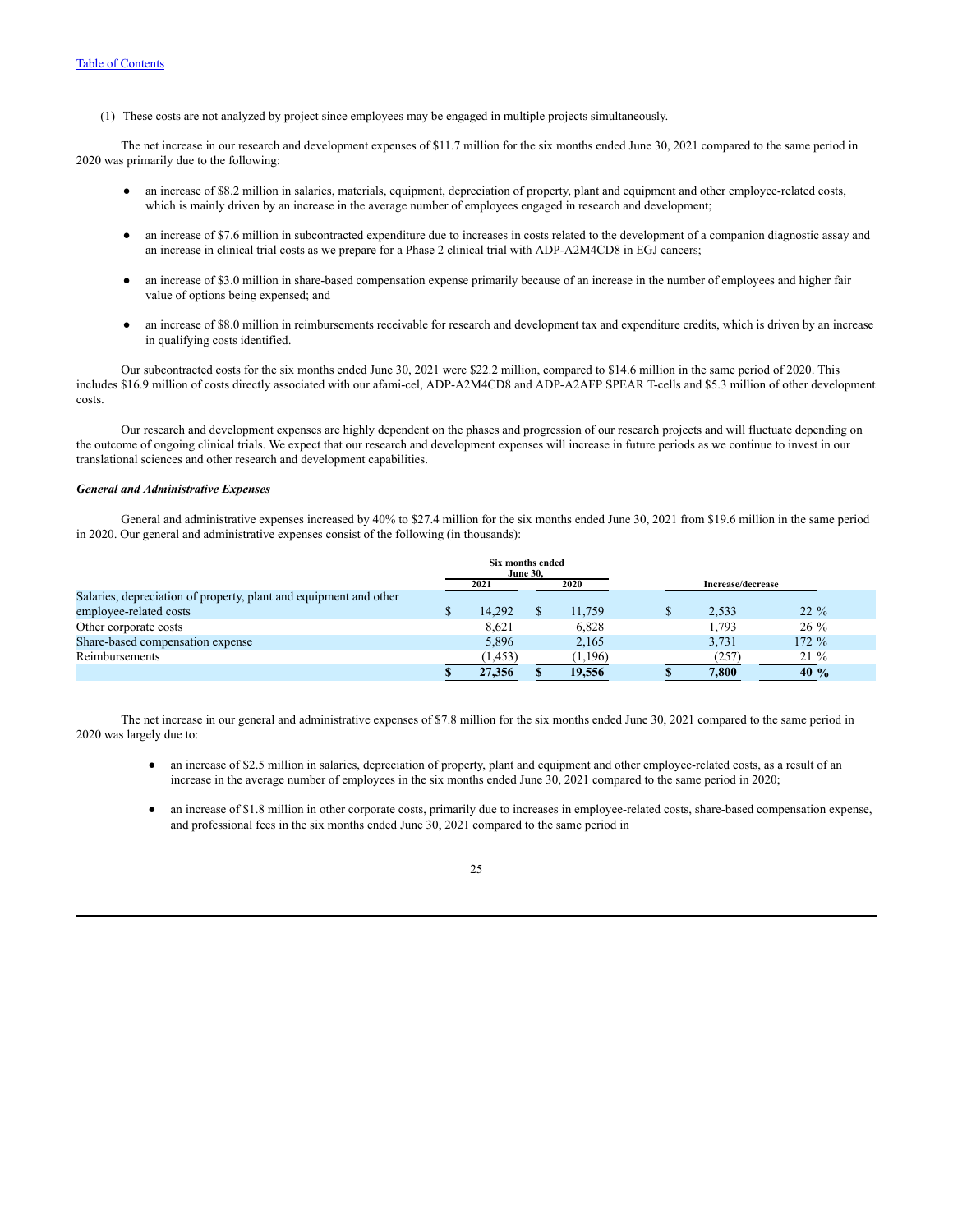[Table of Contents](#)

(1) These costs are not analyzed by project since employees may be engaged in multiple projects simultaneously.

The net increase in our research and development expenses of $11.7 million for the six months ended June 30, 2021 compared to the same period in 2020 was primarily due to the following:

- an increase of $8.2 million in salaries, materials, equipment, depreciation of property, plant and equipment and other employee-related costs, which is mainly driven by an increase in the average number of employees engaged in research and development;
- an increase of $7.6 million in subcontracted expenditure due to increases in costs related to the development of a companion diagnostic assay and an increase in clinical trial costs as we prepare for a Phase 2 clinical trial with ADP-A2M4CD8 in EGJ cancers;
- an increase of $3.0 million in share-based compensation expense primarily because of an increase in the number of employees and higher fair value of options being expensed; and
- an increase of $8.0 million in reimbursements receivable for research and development tax and expenditure credits, which is driven by an increase in qualifying costs identified.

Our subcontracted costs for the six months ended June 30, 2021 were $22.2 million, compared to $14.6 million in the same period of 2020. This includes $16.9 million of costs directly associated with our afami-cel, ADP-A2M4CD8 and ADP-A2AFP SPEAR T-cells and $5.3 million of other development costs.

Our research and development expenses are highly dependent on the phases and progression of our research projects and will fluctuate depending on the outcome of ongoing clinical trials. We expect that our research and development expenses will increase in future periods as we continue to invest in our translational sciences and other research and development capabilities.

***General and Administrative Expenses***

General and administrative expenses increased by 40% to $27.4 million for the six months ended June 30, 2021 from $19.6 million in the same period in 2020. Our general and administrative expenses consist of the following (in thousands):

| | Six months ended June 30, | | | |
|---|---|---|---|---|
| | 2021 | 2020 | Increase/decrease | |
| Salaries, depreciation of property, plant and equipment and other employee-related costs | $ 14,292 | $ 11,759 | $ 2,533 | 22 % |
| Other corporate costs | 8,621 | 6,828 | 1,793 | 26 % |
| Share-based compensation expense | 5,896 | 2,165 | 3,731 | 172 % |
| Reimbursements | (1,453) | (1,196) | (257) | 21 % |
| | **$ 27,356** | **$ 19,556** | **$ 7,800** | **40 %** |

The net increase in our general and administrative expenses of $7.8 million for the six months ended June 30, 2021 compared to the same period in 2020 was largely due to:

- an increase of $2.5 million in salaries, depreciation of property, plant and equipment and other employee-related costs, as a result of an increase in the average number of employees in the six months ended June 30, 2021 compared to the same period in 2020;
- an increase of $1.8 million in other corporate costs, primarily due to increases in employee-related costs, share-based compensation expense, and professional fees in the six months ended June 30, 2021 compared to the same period in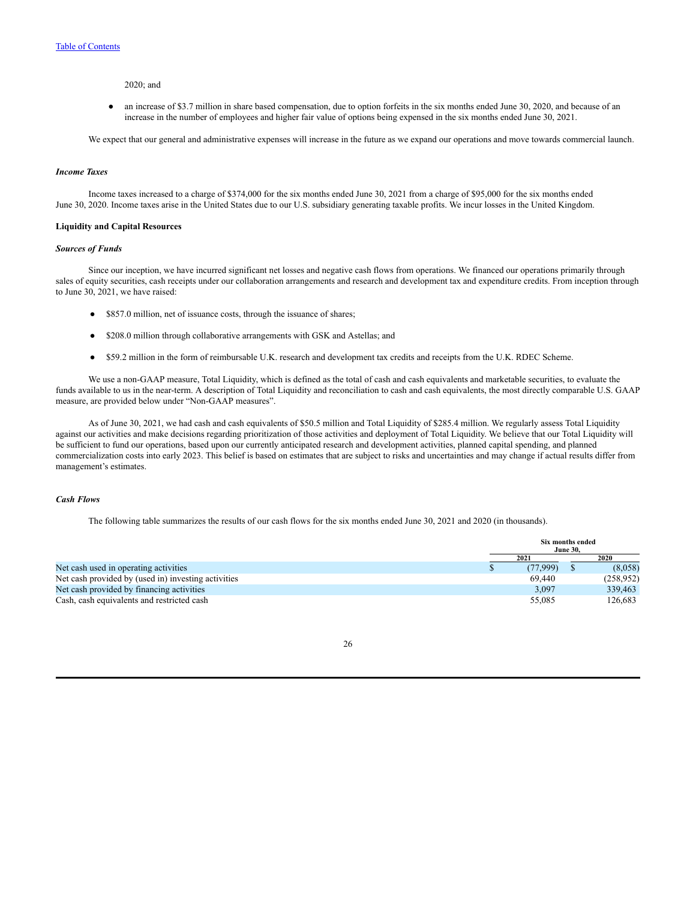2020; and

- an increase of $3.7 million in share based compensation, due to option forfeits in the six months ended June 30, 2020, and because of an increase in the number of employees and higher fair value of options being expensed in the six months ended June 30, 2021.

We expect that our general and administrative expenses will increase in the future as we expand our operations and move towards commercial launch.

***Income Taxes***

Income taxes increased to a charge of $374,000 for the six months ended June 30, 2021 from a charge of $95,000 for the six months ended June 30, 2020. Income taxes arise in the United States due to our U.S. subsidiary generating taxable profits. We incur losses in the United Kingdom.

**Liquidity and Capital Resources**

***Sources of Funds***

Since our inception, we have incurred significant net losses and negative cash flows from operations. We financed our operations primarily through sales of equity securities, cash receipts under our collaboration arrangements and research and development tax and expenditure credits. From inception through to June 30, 2021, we have raised:

- $857.0 million, net of issuance costs, through the issuance of shares;
- $208.0 million through collaborative arrangements with GSK and Astellas; and
- $59.2 million in the form of reimbursable U.K. research and development tax credits and receipts from the U.K. RDEC Scheme.

We use a non-GAAP measure, Total Liquidity, which is defined as the total of cash and cash equivalents and marketable securities, to evaluate the funds available to us in the near-term. A description of Total Liquidity and reconciliation to cash and cash equivalents, the most directly comparable U.S. GAAP measure, are provided below under "Non-GAAP measures".

As of June 30, 2021, we had cash and cash equivalents of $50.5 million and Total Liquidity of $285.4 million. We regularly assess Total Liquidity against our activities and make decisions regarding prioritization of those activities and deployment of Total Liquidity. We believe that our Total Liquidity will be sufficient to fund our operations, based upon our currently anticipated research and development activities, planned capital spending, and planned commercialization costs into early 2023. This belief is based on estimates that are subject to risks and uncertainties and may change if actual results differ from management's estimates.

***Cash Flows***

The following table summarizes the results of our cash flows for the six months ended June 30, 2021 and 2020 (in thousands).

| | Six months ended June 30, | |
|---|---|---|
| | 2021 | 2020 |
| Net cash used in operating activities | $ (77,999) | $ (8,058) |
| Net cash provided by (used in) investing activities | 69,440 | (258,952) |
| Net cash provided by financing activities | 3,097 | 339,463 |
| Cash, cash equivalents and restricted cash | 55,085 | 126,683 |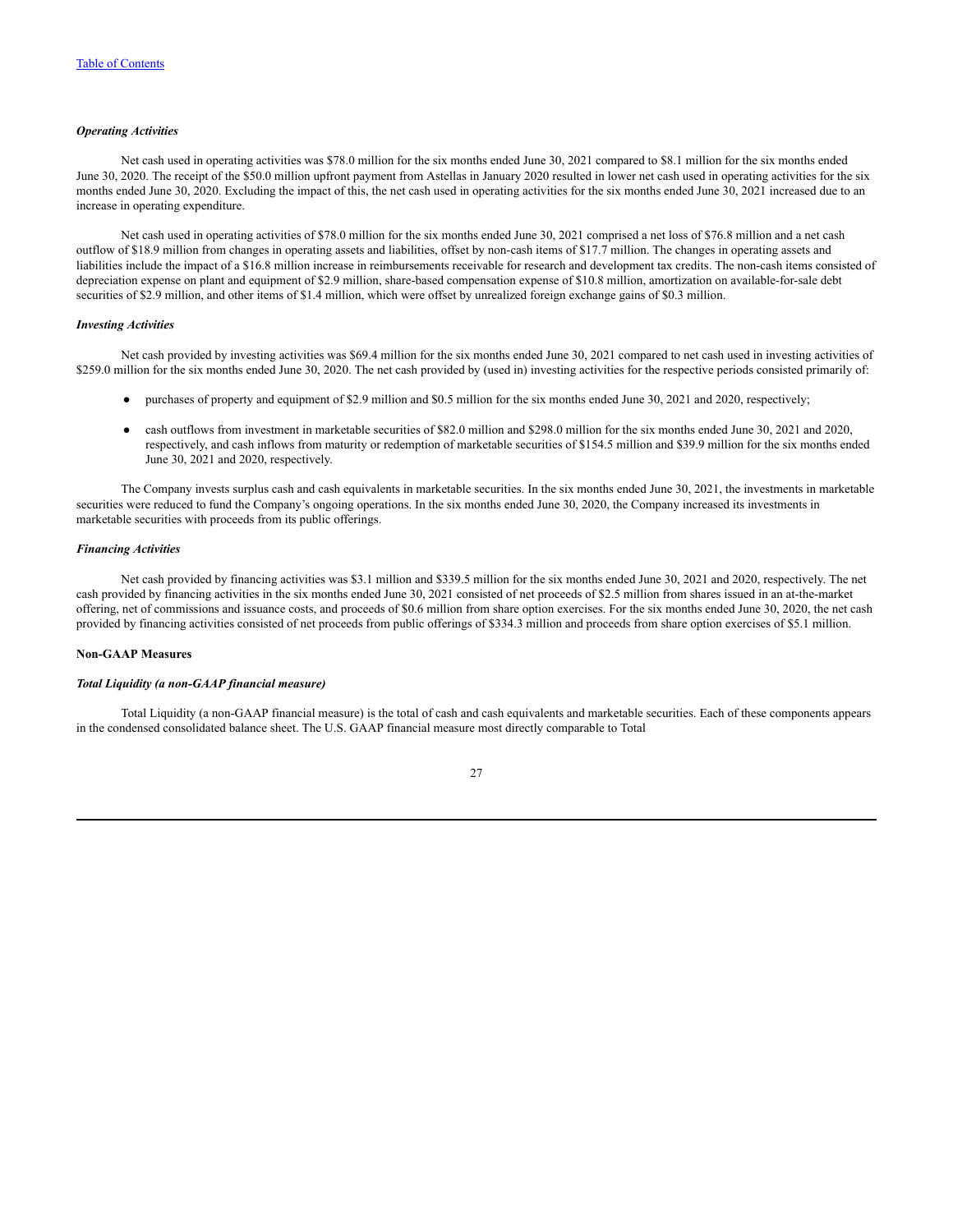***Operating Activities***

Net cash used in operating activities was $78.0 million for the six months ended June 30, 2021 compared to $8.1 million for the six months ended June 30, 2020. The receipt of the $50.0 million upfront payment from Astellas in January 2020 resulted in lower net cash used in operating activities for the six months ended June 30, 2020. Excluding the impact of this, the net cash used in operating activities for the six months ended June 30, 2021 increased due to an increase in operating expenditure.

Net cash used in operating activities of $78.0 million for the six months ended June 30, 2021 comprised a net loss of $76.8 million and a net cash outflow of $18.9 million from changes in operating assets and liabilities, offset by non-cash items of $17.7 million. The changes in operating assets and liabilities include the impact of a $16.8 million increase in reimbursements receivable for research and development tax credits. The non-cash items consisted of depreciation expense on plant and equipment of $2.9 million, share-based compensation expense of $10.8 million, amortization on available-for-sale debt securities of $2.9 million, and other items of $1.4 million, which were offset by unrealized foreign exchange gains of $0.3 million.

***Investing Activities***

Net cash provided by investing activities was $69.4 million for the six months ended June 30, 2021 compared to net cash used in investing activities of $259.0 million for the six months ended June 30, 2020. The net cash provided by (used in) investing activities for the respective periods consisted primarily of:

- purchases of property and equipment of $2.9 million and $0.5 million for the six months ended June 30, 2021 and 2020, respectively;
- cash outflows from investment in marketable securities of $82.0 million and $298.0 million for the six months ended June 30, 2021 and 2020, respectively, and cash inflows from maturity or redemption of marketable securities of $154.5 million and $39.9 million for the six months ended June 30, 2021 and 2020, respectively.

The Company invests surplus cash and cash equivalents in marketable securities. In the six months ended June 30, 2021, the investments in marketable securities were reduced to fund the Company's ongoing operations. In the six months ended June 30, 2020, the Company increased its investments in marketable securities with proceeds from its public offerings.

***Financing Activities***

Net cash provided by financing activities was $3.1 million and $339.5 million for the six months ended June 30, 2021 and 2020, respectively. The net cash provided by financing activities in the six months ended June 30, 2021 consisted of net proceeds of $2.5 million from shares issued in an at-the-market offering, net of commissions and issuance costs, and proceeds of $0.6 million from share option exercises. For the six months ended June 30, 2020, the net cash provided by financing activities consisted of net proceeds from public offerings of $334.3 million and proceeds from share option exercises of $5.1 million.

**Non-GAAP Measures**

***Total Liquidity (a non-GAAP financial measure)***

Total Liquidity (a non-GAAP financial measure) is the total of cash and cash equivalents and marketable securities. Each of these components appears in the condensed consolidated balance sheet. The U.S. GAAP financial measure most directly comparable to Total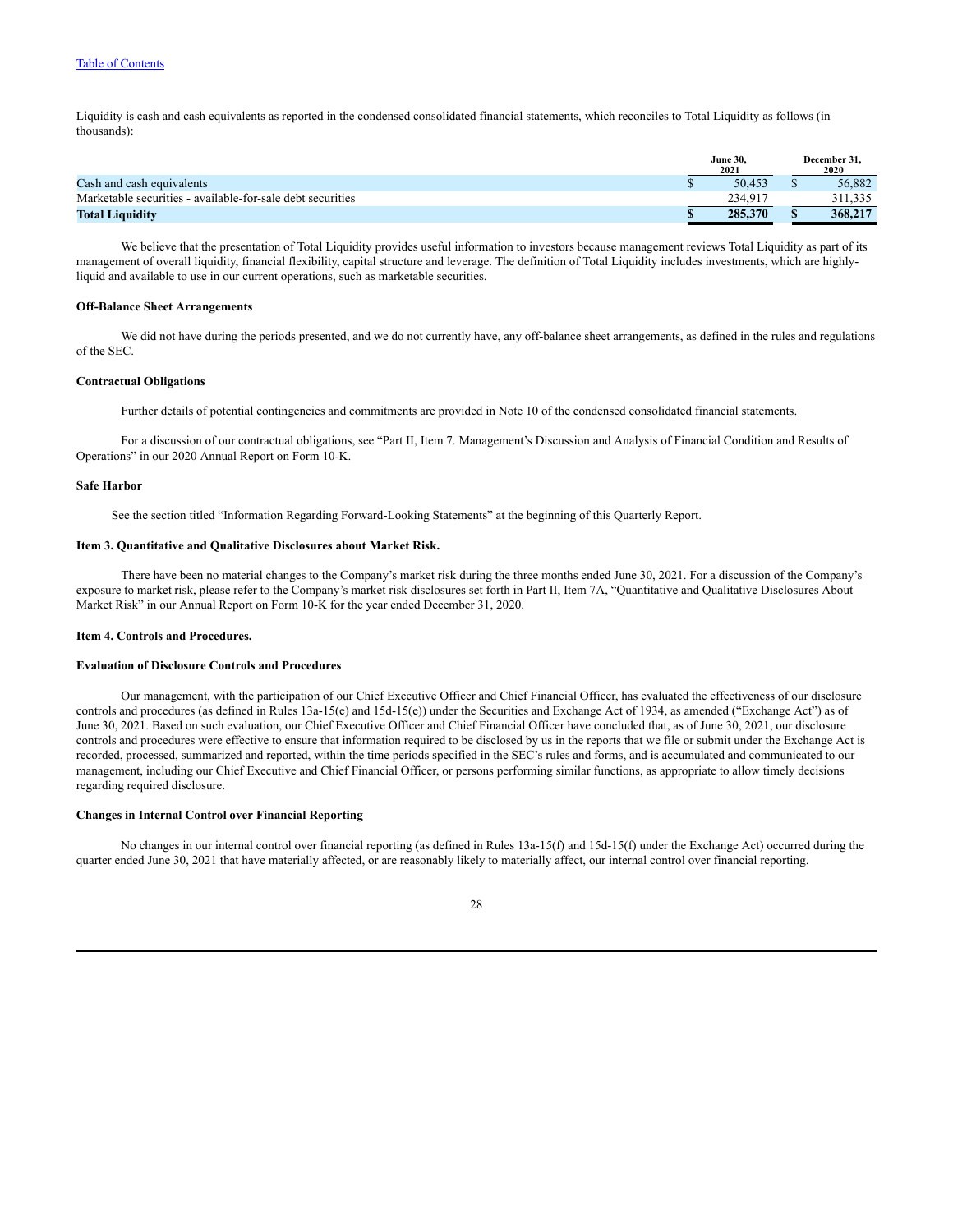Liquidity is cash and cash equivalents as reported in the condensed consolidated financial statements, which reconciles to Total Liquidity as follows (in thousands):

| | June 30, 2021 | December 31, 2020 |
|---|---|---|
| Cash and cash equivalents | $ 50,453 | $ 56,882 |
| Marketable securities - available-for-sale debt securities | 234,917 | 311,335 |
| **Total Liquidity** | **$ 285,370** | **$ 368,217** |

We believe that the presentation of Total Liquidity provides useful information to investors because management reviews Total Liquidity as part of its management of overall liquidity, financial flexibility, capital structure and leverage. The definition of Total Liquidity includes investments, which are highly-liquid and available to use in our current operations, such as marketable securities.

**Off-Balance Sheet Arrangements**

We did not have during the periods presented, and we do not currently have, any off-balance sheet arrangements, as defined in the rules and regulations of the SEC.

**Contractual Obligations**

Further details of potential contingencies and commitments are provided in Note 10 of the condensed consolidated financial statements.

For a discussion of our contractual obligations, see "Part II, Item 7. Management's Discussion and Analysis of Financial Condition and Results of Operations" in our 2020 Annual Report on Form 10-K.

**Safe Harbor**

See the section titled "Information Regarding Forward-Looking Statements" at the beginning of this Quarterly Report.

## Item 3. Quantitative and Qualitative Disclosures about Market Risk.

There have been no material changes to the Company's market risk during the three months ended June 30, 2021. For a discussion of the Company's exposure to market risk, please refer to the Company's market risk disclosures set forth in Part II, Item 7A, "Quantitative and Qualitative Disclosures About Market Risk" in our Annual Report on Form 10-K for the year ended December 31, 2020.

## Item 4. Controls and Procedures.

**Evaluation of Disclosure Controls and Procedures**

Our management, with the participation of our Chief Executive Officer and Chief Financial Officer, has evaluated the effectiveness of our disclosure controls and procedures (as defined in Rules 13a-15(e) and 15d-15(e)) under the Securities and Exchange Act of 1934, as amended ("Exchange Act") as of June 30, 2021. Based on such evaluation, our Chief Executive Officer and Chief Financial Officer have concluded that, as of June 30, 2021, our disclosure controls and procedures were effective to ensure that information required to be disclosed by us in the reports that we file or submit under the Exchange Act is recorded, processed, summarized and reported, within the time periods specified in the SEC's rules and forms, and is accumulated and communicated to our management, including our Chief Executive and Chief Financial Officer, or persons performing similar functions, as appropriate to allow timely decisions regarding required disclosure.

**Changes in Internal Control over Financial Reporting**

No changes in our internal control over financial reporting (as defined in Rules 13a-15(f) and 15d-15(f) under the Exchange Act) occurred during the quarter ended June 30, 2021 that have materially affected, or are reasonably likely to materially affect, our internal control over financial reporting.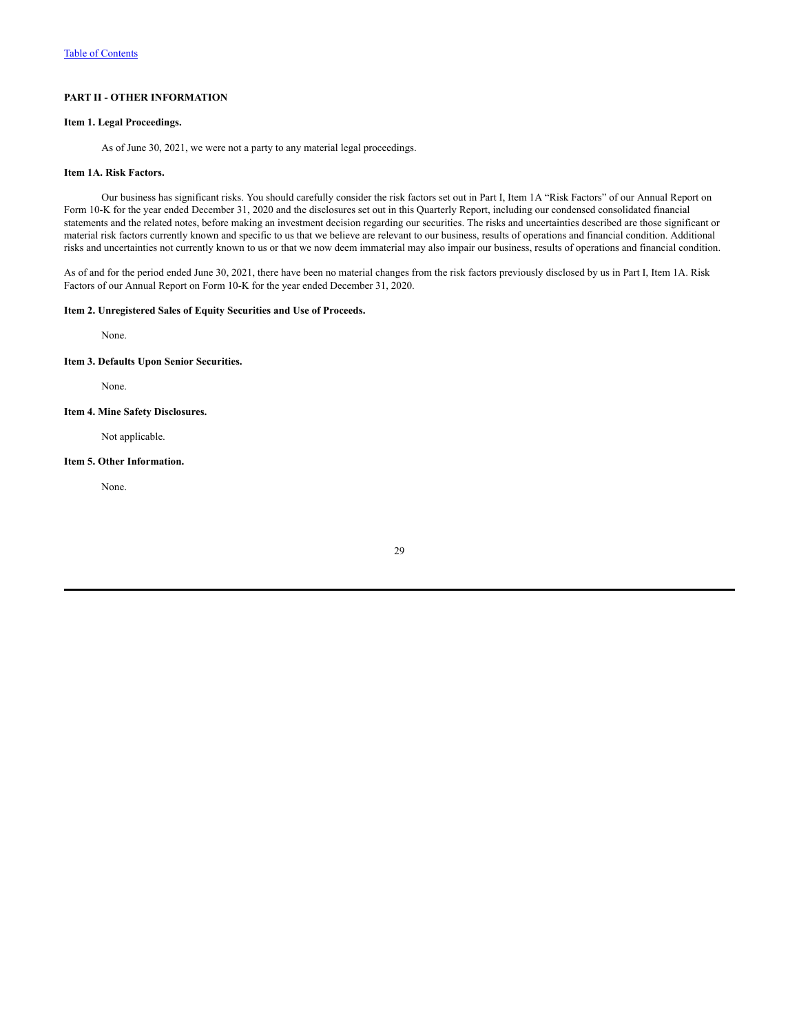## PART II - OTHER INFORMATION

### Item 1. Legal Proceedings.

As of June 30, 2021, we were not a party to any material legal proceedings.

### Item 1A. Risk Factors.

Our business has significant risks. You should carefully consider the risk factors set out in Part I, Item 1A "Risk Factors" of our Annual Report on Form 10-K for the year ended December 31, 2020 and the disclosures set out in this Quarterly Report, including our condensed consolidated financial statements and the related notes, before making an investment decision regarding our securities. The risks and uncertainties described are those significant or material risk factors currently known and specific to us that we believe are relevant to our business, results of operations and financial condition. Additional risks and uncertainties not currently known to us or that we now deem immaterial may also impair our business, results of operations and financial condition.

As of and for the period ended June 30, 2021, there have been no material changes from the risk factors previously disclosed by us in Part I, Item 1A. Risk Factors of our Annual Report on Form 10-K for the year ended December 31, 2020.

### Item 2. Unregistered Sales of Equity Securities and Use of Proceeds.

None.

### Item 3. Defaults Upon Senior Securities.

None.

### Item 4. Mine Safety Disclosures.

Not applicable.

### Item 5. Other Information.

None.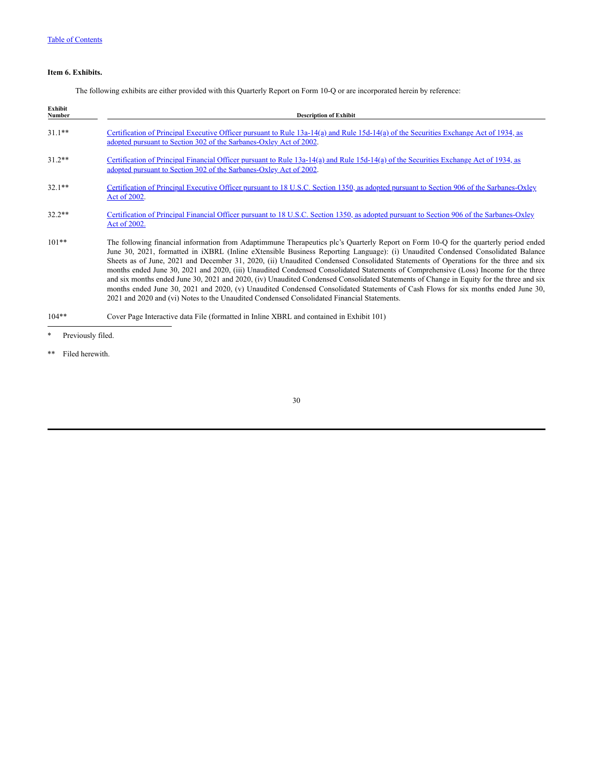### Item 6. Exhibits.

The following exhibits are either provided with this Quarterly Report on Form 10-Q or are incorporated herein by reference:

| Exhibit Number | Description of Exhibit |
|---|---|
| 31.1** | Certification of Principal Executive Officer pursuant to Rule 13a-14(a) and Rule 15d-14(a) of the Securities Exchange Act of 1934, as adopted pursuant to Section 302 of the Sarbanes-Oxley Act of 2002. |
| 31.2** | Certification of Principal Financial Officer pursuant to Rule 13a-14(a) and Rule 15d-14(a) of the Securities Exchange Act of 1934, as adopted pursuant to Section 302 of the Sarbanes-Oxley Act of 2002. |
| 32.1** | Certification of Principal Executive Officer pursuant to 18 U.S.C. Section 1350, as adopted pursuant to Section 906 of the Sarbanes-Oxley Act of 2002. |
| 32.2** | Certification of Principal Financial Officer pursuant to 18 U.S.C. Section 1350, as adopted pursuant to Section 906 of the Sarbanes-Oxley Act of 2002. |
| 101** | The following financial information from Adaptimmune Therapeutics plc's Quarterly Report on Form 10-Q for the quarterly period ended June 30, 2021, formatted in iXBRL (Inline eXtensible Business Reporting Language): (i) Unaudited Condensed Consolidated Balance Sheets as of June, 2021 and December 31, 2020, (ii) Unaudited Condensed Consolidated Statements of Operations for the three and six months ended June 30, 2021 and 2020, (iii) Unaudited Condensed Consolidated Statements of Comprehensive (Loss) Income for the three and six months ended June 30, 2021 and 2020, (iv) Unaudited Condensed Consolidated Statements of Change in Equity for the three and six months ended June 30, 2021 and 2020, (v) Unaudited Condensed Consolidated Statements of Cash Flows for six months ended June 30, 2021 and 2020 and (vi) Notes to the Unaudited Condensed Consolidated Financial Statements. |
| 104** | Cover Page Interactive data File (formatted in Inline XBRL and contained in Exhibit 101) |

\* Previously filed.

** Filed herewith.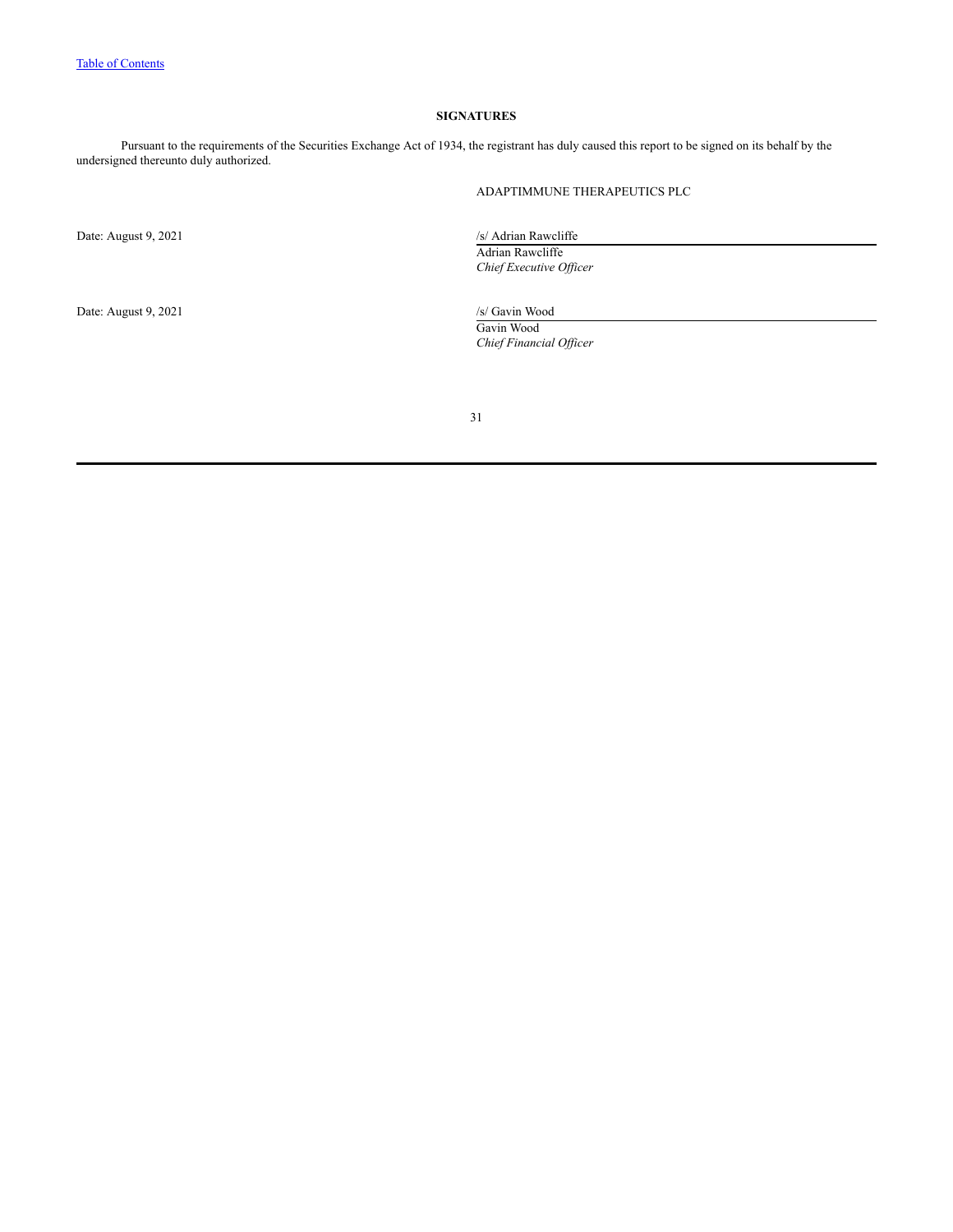## SIGNATURES

Pursuant to the requirements of the Securities Exchange Act of 1934, the registrant has duly caused this report to be signed on its behalf by the undersigned thereunto duly authorized.

ADAPTIMMUNE THERAPEUTICS PLC

Date: August 9, 2021

/s/ Adrian Rawcliffe
Adrian Rawcliffe
*Chief Executive Officer*

Date: August 9, 2021

/s/ Gavin Wood
Gavin Wood
*Chief Financial Officer*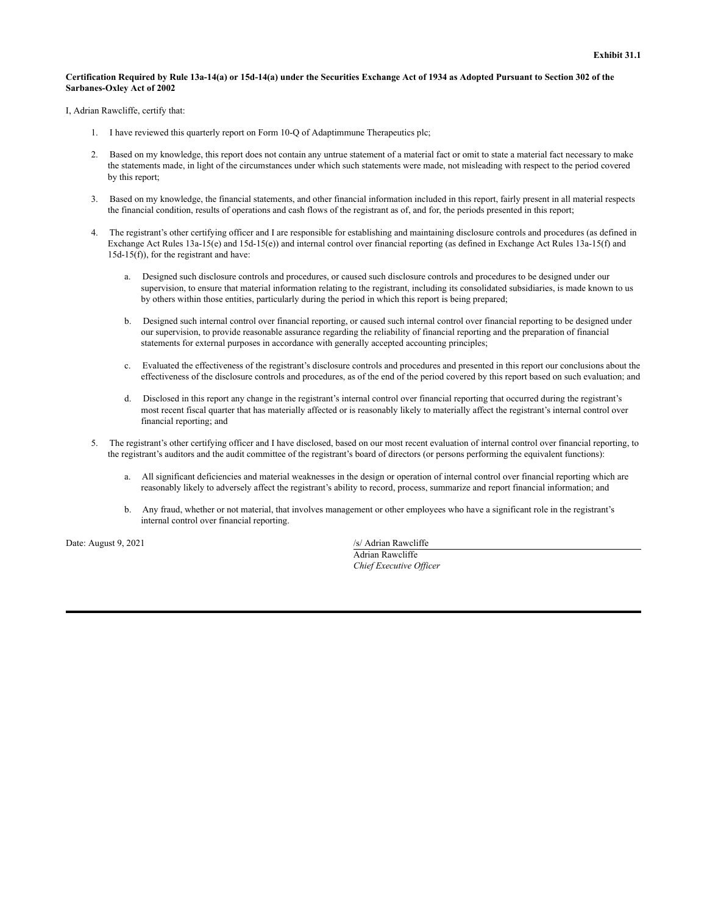**Exhibit 31.1**

**Certification Required by Rule 13a-14(a) or 15d-14(a) under the Securities Exchange Act of 1934 as Adopted Pursuant to Section 302 of the Sarbanes-Oxley Act of 2002**

I, Adrian Rawcliffe, certify that:

1. I have reviewed this quarterly report on Form 10-Q of Adaptimmune Therapeutics plc;

2. Based on my knowledge, this report does not contain any untrue statement of a material fact or omit to state a material fact necessary to make the statements made, in light of the circumstances under which such statements were made, not misleading with respect to the period covered by this report;

3. Based on my knowledge, the financial statements, and other financial information included in this report, fairly present in all material respects the financial condition, results of operations and cash flows of the registrant as of, and for, the periods presented in this report;

4. The registrant's other certifying officer and I are responsible for establishing and maintaining disclosure controls and procedures (as defined in Exchange Act Rules 13a-15(e) and 15d-15(e)) and internal control over financial reporting (as defined in Exchange Act Rules 13a-15(f) and 15d-15(f)), for the registrant and have:

   a. Designed such disclosure controls and procedures, or caused such disclosure controls and procedures to be designed under our supervision, to ensure that material information relating to the registrant, including its consolidated subsidiaries, is made known to us by others within those entities, particularly during the period in which this report is being prepared;

   b. Designed such internal control over financial reporting, or caused such internal control over financial reporting to be designed under our supervision, to provide reasonable assurance regarding the reliability of financial reporting and the preparation of financial statements for external purposes in accordance with generally accepted accounting principles;

   c. Evaluated the effectiveness of the registrant's disclosure controls and procedures and presented in this report our conclusions about the effectiveness of the disclosure controls and procedures, as of the end of the period covered by this report based on such evaluation; and

   d. Disclosed in this report any change in the registrant's internal control over financial reporting that occurred during the registrant's most recent fiscal quarter that has materially affected or is reasonably likely to materially affect the registrant's internal control over financial reporting; and

5. The registrant's other certifying officer and I have disclosed, based on our most recent evaluation of internal control over financial reporting, to the registrant's auditors and the audit committee of the registrant's board of directors (or persons performing the equivalent functions):

   a. All significant deficiencies and material weaknesses in the design or operation of internal control over financial reporting which are reasonably likely to adversely affect the registrant's ability to record, process, summarize and report financial information; and

   b. Any fraud, whether or not material, that involves management or other employees who have a significant role in the registrant's internal control over financial reporting.

Date: August 9, 2021

/s/ Adrian Rawcliffe
Adrian Rawcliffe
*Chief Executive Officer*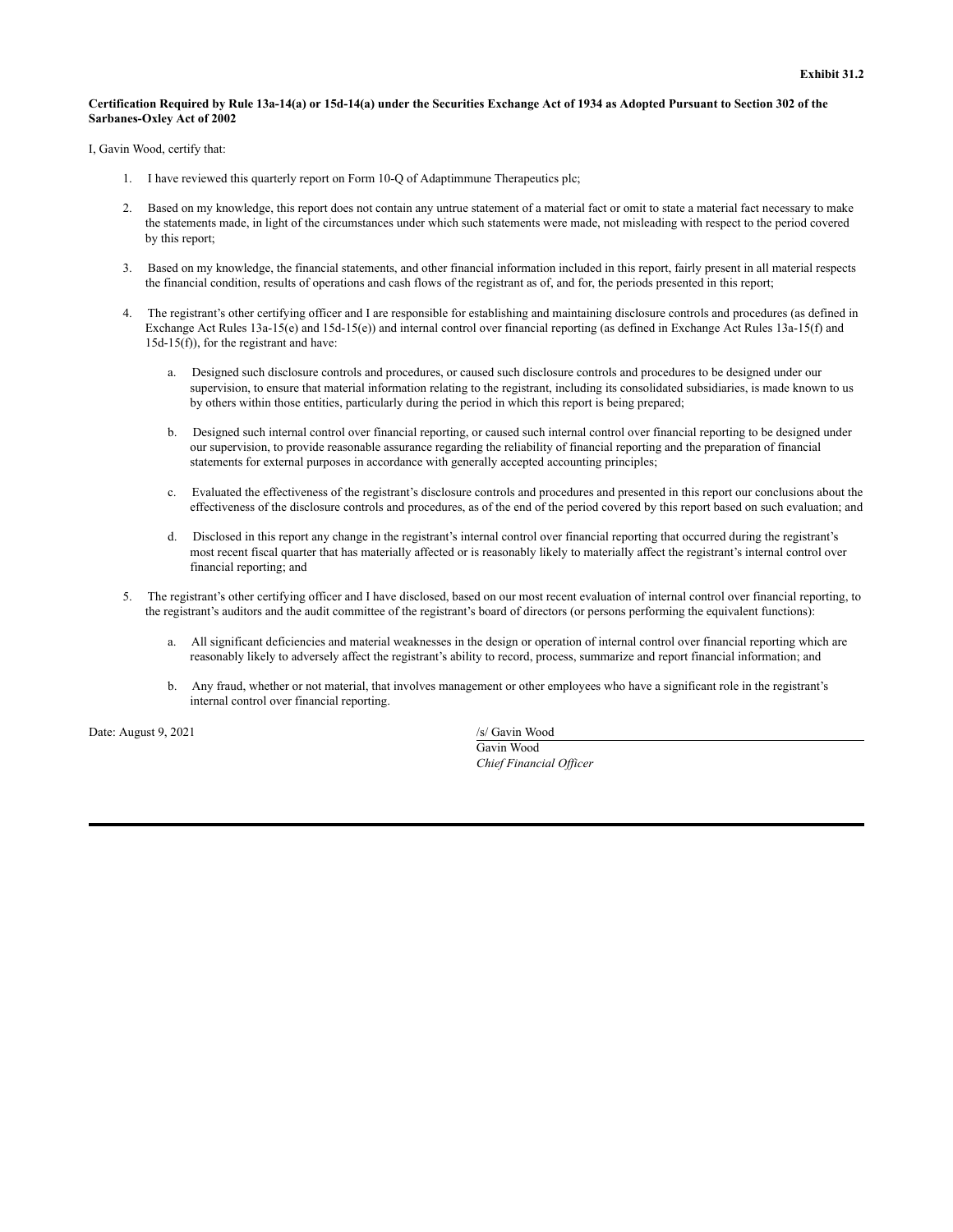**Exhibit 31.2**

**Certification Required by Rule 13a-14(a) or 15d-14(a) under the Securities Exchange Act of 1934 as Adopted Pursuant to Section 302 of the Sarbanes-Oxley Act of 2002**

I, Gavin Wood, certify that:

1. I have reviewed this quarterly report on Form 10-Q of Adaptimmune Therapeutics plc;

2. Based on my knowledge, this report does not contain any untrue statement of a material fact or omit to state a material fact necessary to make the statements made, in light of the circumstances under which such statements were made, not misleading with respect to the period covered by this report;

3. Based on my knowledge, the financial statements, and other financial information included in this report, fairly present in all material respects the financial condition, results of operations and cash flows of the registrant as of, and for, the periods presented in this report;

4. The registrant's other certifying officer and I are responsible for establishing and maintaining disclosure controls and procedures (as defined in Exchange Act Rules 13a-15(e) and 15d-15(e)) and internal control over financial reporting (as defined in Exchange Act Rules 13a-15(f) and 15d-15(f)), for the registrant and have:

   a. Designed such disclosure controls and procedures, or caused such disclosure controls and procedures to be designed under our supervision, to ensure that material information relating to the registrant, including its consolidated subsidiaries, is made known to us by others within those entities, particularly during the period in which this report is being prepared;

   b. Designed such internal control over financial reporting, or caused such internal control over financial reporting to be designed under our supervision, to provide reasonable assurance regarding the reliability of financial reporting and the preparation of financial statements for external purposes in accordance with generally accepted accounting principles;

   c. Evaluated the effectiveness of the registrant's disclosure controls and procedures and presented in this report our conclusions about the effectiveness of the disclosure controls and procedures, as of the end of the period covered by this report based on such evaluation; and

   d. Disclosed in this report any change in the registrant's internal control over financial reporting that occurred during the registrant's most recent fiscal quarter that has materially affected or is reasonably likely to materially affect the registrant's internal control over financial reporting; and

5. The registrant's other certifying officer and I have disclosed, based on our most recent evaluation of internal control over financial reporting, to the registrant's auditors and the audit committee of the registrant's board of directors (or persons performing the equivalent functions):

   a. All significant deficiencies and material weaknesses in the design or operation of internal control over financial reporting which are reasonably likely to adversely affect the registrant's ability to record, process, summarize and report financial information; and

   b. Any fraud, whether or not material, that involves management or other employees who have a significant role in the registrant's internal control over financial reporting.

Date: August 9, 2021

/s/ Gavin Wood
Gavin Wood
*Chief Financial Officer*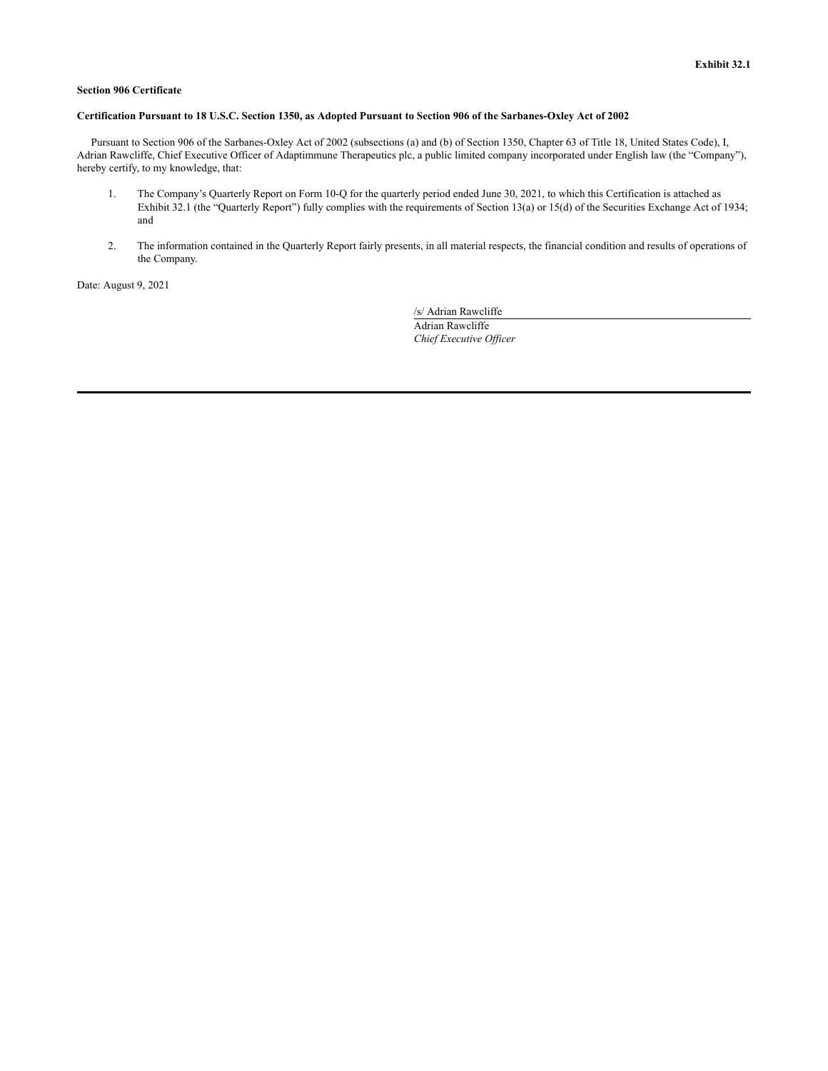**Exhibit 32.1**

**Section 906 Certificate**

**Certification Pursuant to 18 U.S.C. Section 1350, as Adopted Pursuant to Section 906 of the Sarbanes-Oxley Act of 2002**

Pursuant to Section 906 of the Sarbanes-Oxley Act of 2002 (subsections (a) and (b) of Section 1350, Chapter 63 of Title 18, United States Code), I, Adrian Rawcliffe, Chief Executive Officer of Adaptimmune Therapeutics plc, a public limited company incorporated under English law (the "Company"), hereby certify, to my knowledge, that:

1. The Company's Quarterly Report on Form 10-Q for the quarterly period ended June 30, 2021, to which this Certification is attached as Exhibit 32.1 (the "Quarterly Report") fully complies with the requirements of Section 13(a) or 15(d) of the Securities Exchange Act of 1934; and

2. The information contained in the Quarterly Report fairly presents, in all material respects, the financial condition and results of operations of the Company.

Date: August 9, 2021

/s/ Adrian Rawcliffe
Adrian Rawcliffe
*Chief Executive Officer*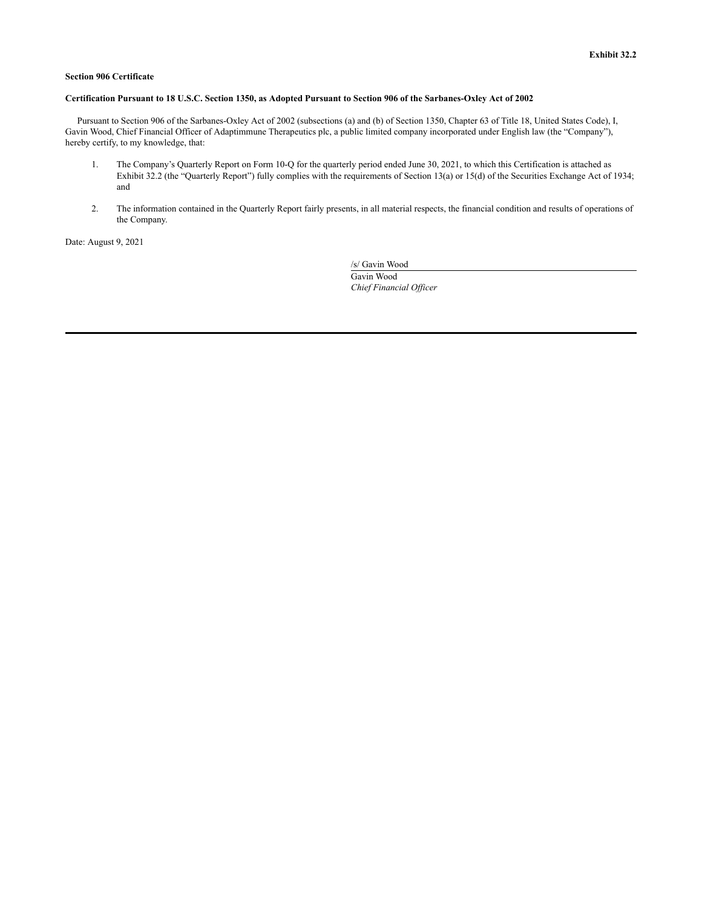**Exhibit 32.2**

**Section 906 Certificate**

**Certification Pursuant to 18 U.S.C. Section 1350, as Adopted Pursuant to Section 906 of the Sarbanes-Oxley Act of 2002**

Pursuant to Section 906 of the Sarbanes-Oxley Act of 2002 (subsections (a) and (b) of Section 1350, Chapter 63 of Title 18, United States Code), I, Gavin Wood, Chief Financial Officer of Adaptimmune Therapeutics plc, a public limited company incorporated under English law (the "Company"), hereby certify, to my knowledge, that:

1. The Company's Quarterly Report on Form 10-Q for the quarterly period ended June 30, 2021, to which this Certification is attached as Exhibit 32.2 (the "Quarterly Report") fully complies with the requirements of Section 13(a) or 15(d) of the Securities Exchange Act of 1934; and

2. The information contained in the Quarterly Report fairly presents, in all material respects, the financial condition and results of operations of the Company.

Date: August 9, 2021

/s/ Gavin Wood

Gavin Wood

*Chief Financial Officer*